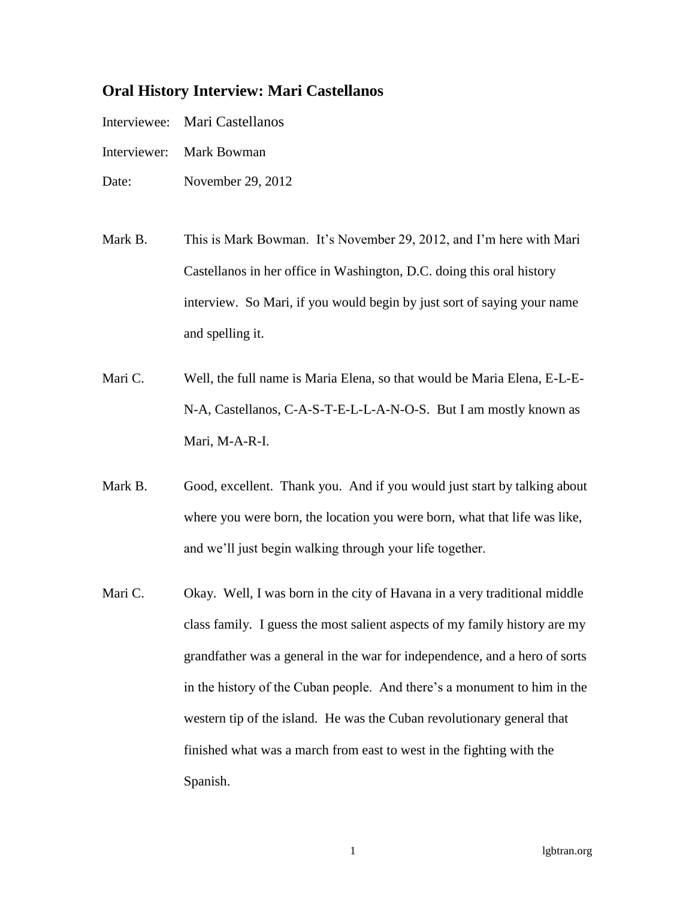## Oral History Interview: Mari Castellanos

Interviewee: Mari Castellanos

Interviewer: Mark Bowman

Date: November 29, 2012

Mark B. This is Mark Bowman. It's November 29, 2012, and I'm here with Mari Castellanos in her office in Washington, D.C. doing this oral history interview. So Mari, if you would begin by just sort of saying your name and spelling it.

Mari C. Well, the full name is Maria Elena, so that would be Maria Elena, E-L-E-N-A, Castellanos, C-A-S-T-E-L-L-A-N-O-S. But I am mostly known as Mari, M-A-R-I.

Mark B. Good, excellent. Thank you. And if you would just start by talking about where you were born, the location you were born, what that life was like, and we'll just begin walking through your life together.

Mari C. Okay. Well, I was born in the city of Havana in a very traditional middle class family. I guess the most salient aspects of my family history are my grandfather was a general in the war for independence, and a hero of sorts in the history of the Cuban people. And there's a monument to him in the western tip of the island. He was the Cuban revolutionary general that finished what was a march from east to west in the fighting with the Spanish.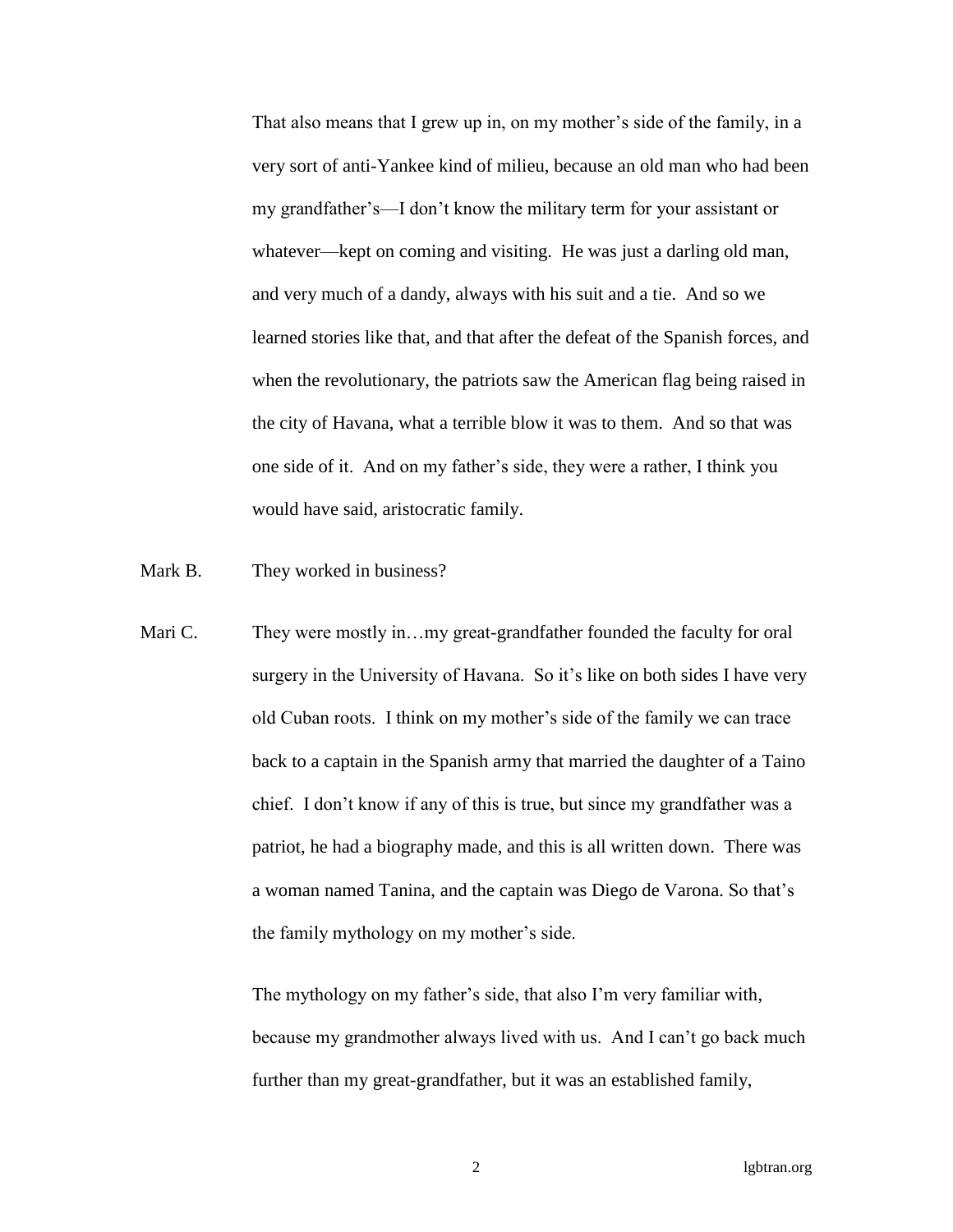That also means that I grew up in, on my mother's side of the family, in a very sort of anti-Yankee kind of milieu, because an old man who had been my grandfather's—I don't know the military term for your assistant or whatever—kept on coming and visiting. He was just a darling old man, and very much of a dandy, always with his suit and a tie. And so we learned stories like that, and that after the defeat of the Spanish forces, and when the revolutionary, the patriots saw the American flag being raised in the city of Havana, what a terrible blow it was to them. And so that was one side of it. And on my father's side, they were a rather, I think you would have said, aristocratic family.

Mark B. They worked in business?

Mari C. They were mostly in…my great-grandfather founded the faculty for oral surgery in the University of Havana. So it's like on both sides I have very old Cuban roots. I think on my mother's side of the family we can trace back to a captain in the Spanish army that married the daughter of a Taino chief. I don't know if any of this is true, but since my grandfather was a patriot, he had a biography made, and this is all written down. There was a woman named Tanina, and the captain was Diego de Varona. So that's the family mythology on my mother's side.

The mythology on my father's side, that also I'm very familiar with, because my grandmother always lived with us. And I can't go back much further than my great-grandfather, but it was an established family,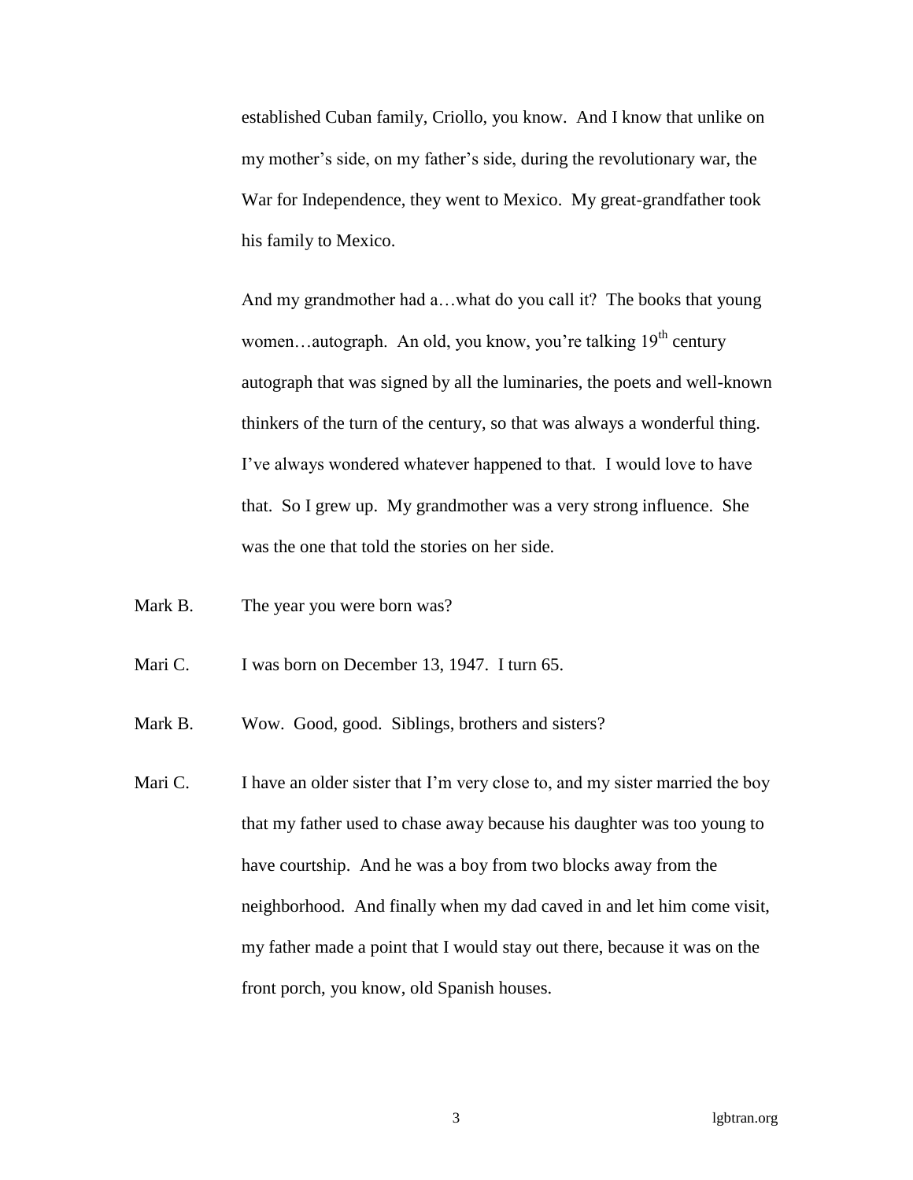established Cuban family, Criollo, you know. And I know that unlike on my mother's side, on my father's side, during the revolutionary war, the War for Independence, they went to Mexico. My great-grandfather took his family to Mexico.

And my grandmother had a…what do you call it? The books that young women…autograph. An old, you know, you're talking 19th century autograph that was signed by all the luminaries, the poets and well-known thinkers of the turn of the century, so that was always a wonderful thing. I've always wondered whatever happened to that. I would love to have that. So I grew up. My grandmother was a very strong influence. She was the one that told the stories on her side.

Mark B. The year you were born was?

Mari C. I was born on December 13, 1947. I turn 65.

Mark B. Wow. Good, good. Siblings, brothers and sisters?

Mari C. I have an older sister that I'm very close to, and my sister married the boy that my father used to chase away because his daughter was too young to have courtship. And he was a boy from two blocks away from the neighborhood. And finally when my dad caved in and let him come visit, my father made a point that I would stay out there, because it was on the front porch, you know, old Spanish houses.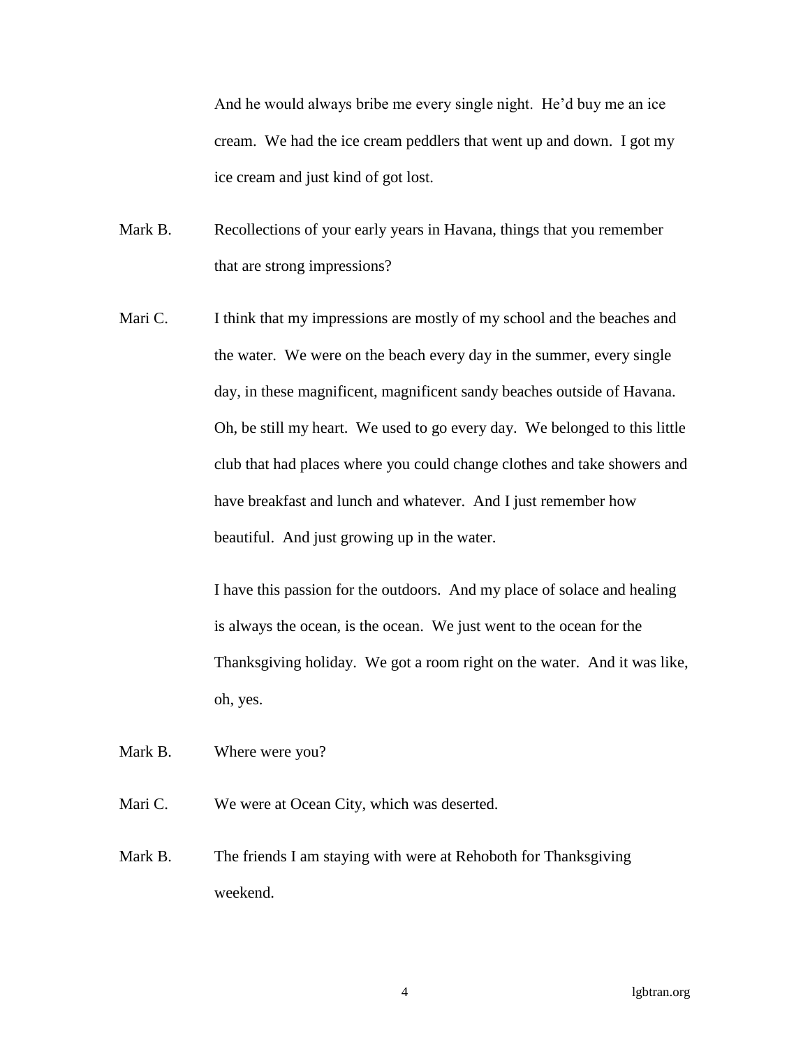And he would always bribe me every single night. He'd buy me an ice cream. We had the ice cream peddlers that went up and down. I got my ice cream and just kind of got lost.

Mark B. Recollections of your early years in Havana, things that you remember that are strong impressions?

Mari C. I think that my impressions are mostly of my school and the beaches and the water. We were on the beach every day in the summer, every single day, in these magnificent, magnificent sandy beaches outside of Havana. Oh, be still my heart. We used to go every day. We belonged to this little club that had places where you could change clothes and take showers and have breakfast and lunch and whatever. And I just remember how beautiful. And just growing up in the water.

I have this passion for the outdoors. And my place of solace and healing is always the ocean, is the ocean. We just went to the ocean for the Thanksgiving holiday. We got a room right on the water. And it was like, oh, yes.

Mark B. Where were you?

Mari C. We were at Ocean City, which was deserted.

Mark B. The friends I am staying with were at Rehoboth for Thanksgiving weekend.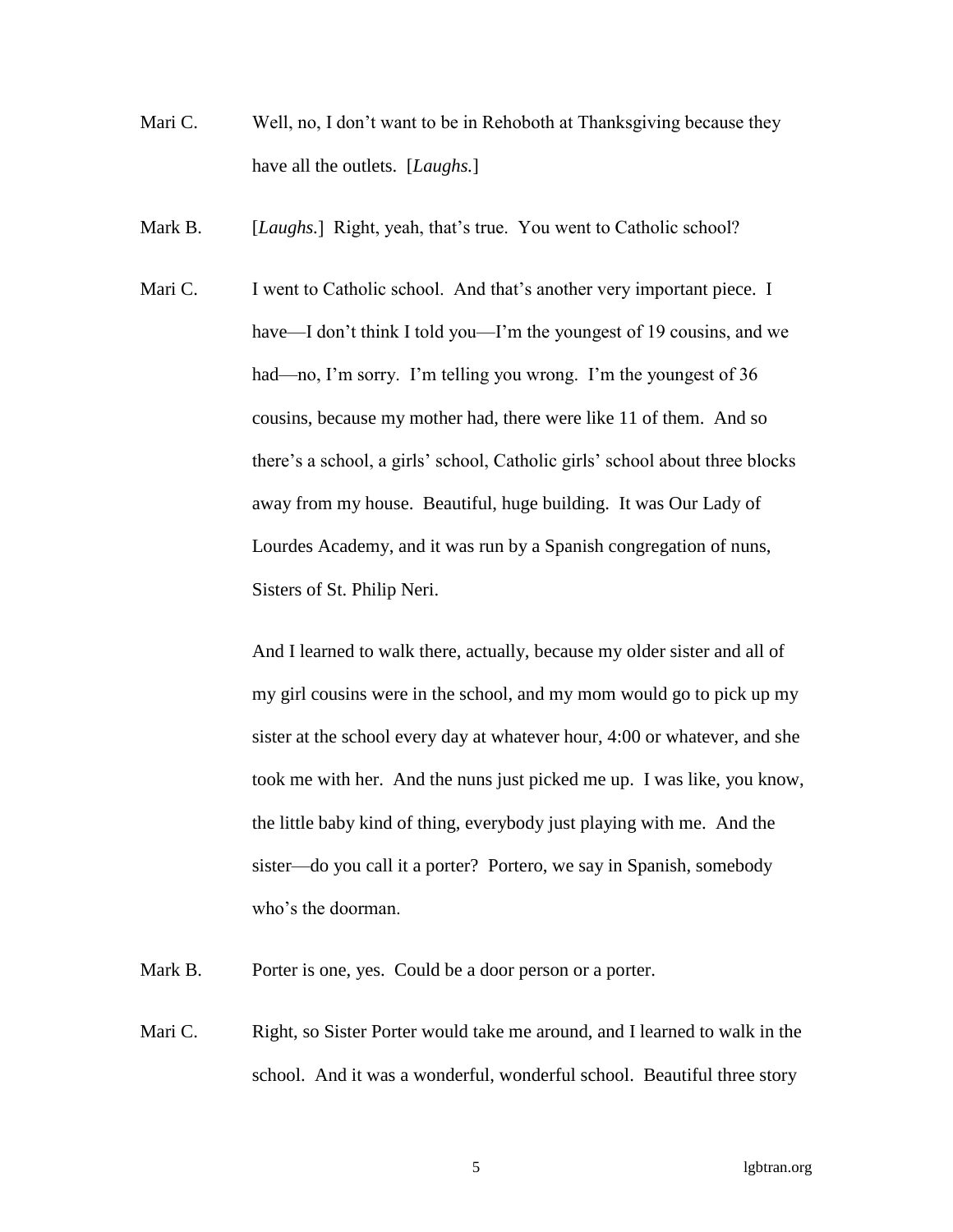Mari C. Well, no, I don't want to be in Rehoboth at Thanksgiving because they have all the outlets. [*Laughs.*]

Mark B. [*Laughs.*] Right, yeah, that's true. You went to Catholic school?

Mari C. I went to Catholic school. And that's another very important piece. I have—I don't think I told you—I'm the youngest of 19 cousins, and we had—no, I'm sorry. I'm telling you wrong. I'm the youngest of 36 cousins, because my mother had, there were like 11 of them. And so there's a school, a girls' school, Catholic girls' school about three blocks away from my house. Beautiful, huge building. It was Our Lady of Lourdes Academy, and it was run by a Spanish congregation of nuns, Sisters of St. Philip Neri.

And I learned to walk there, actually, because my older sister and all of my girl cousins were in the school, and my mom would go to pick up my sister at the school every day at whatever hour, 4:00 or whatever, and she took me with her. And the nuns just picked me up. I was like, you know, the little baby kind of thing, everybody just playing with me. And the sister—do you call it a porter? Portero, we say in Spanish, somebody who's the doorman.

Mark B. Porter is one, yes. Could be a door person or a porter.

Mari C. Right, so Sister Porter would take me around, and I learned to walk in the school. And it was a wonderful, wonderful school. Beautiful three story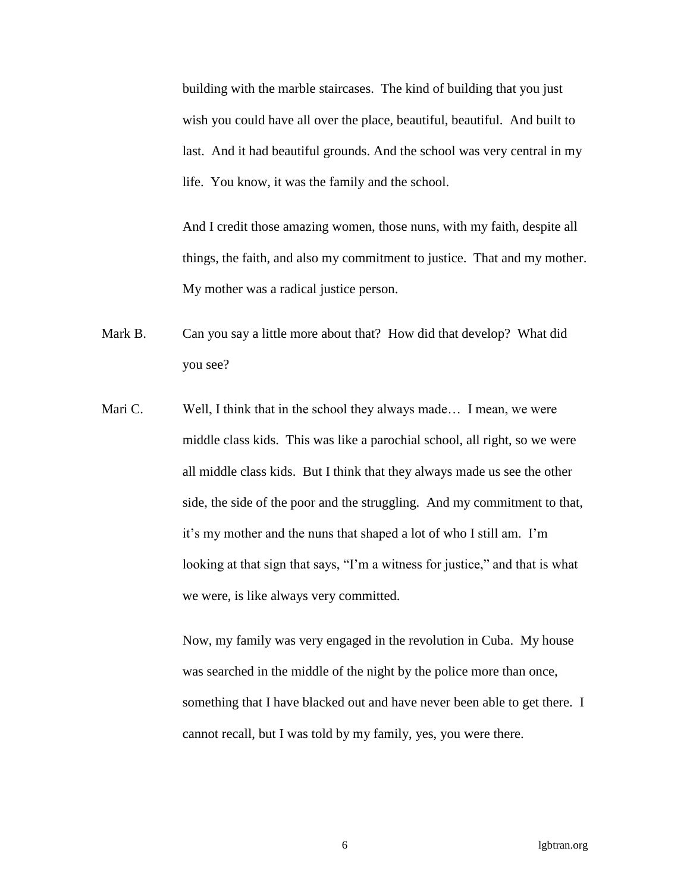building with the marble staircases. The kind of building that you just wish you could have all over the place, beautiful, beautiful. And built to last. And it had beautiful grounds. And the school was very central in my life. You know, it was the family and the school.

And I credit those amazing women, those nuns, with my faith, despite all things, the faith, and also my commitment to justice. That and my mother. My mother was a radical justice person.

Mark B. Can you say a little more about that? How did that develop? What did you see?

Mari C. Well, I think that in the school they always made… I mean, we were middle class kids. This was like a parochial school, all right, so we were all middle class kids. But I think that they always made us see the other side, the side of the poor and the struggling. And my commitment to that, it's my mother and the nuns that shaped a lot of who I still am. I'm looking at that sign that says, "I'm a witness for justice," and that is what we were, is like always very committed.

Now, my family was very engaged in the revolution in Cuba. My house was searched in the middle of the night by the police more than once, something that I have blacked out and have never been able to get there. I cannot recall, but I was told by my family, yes, you were there.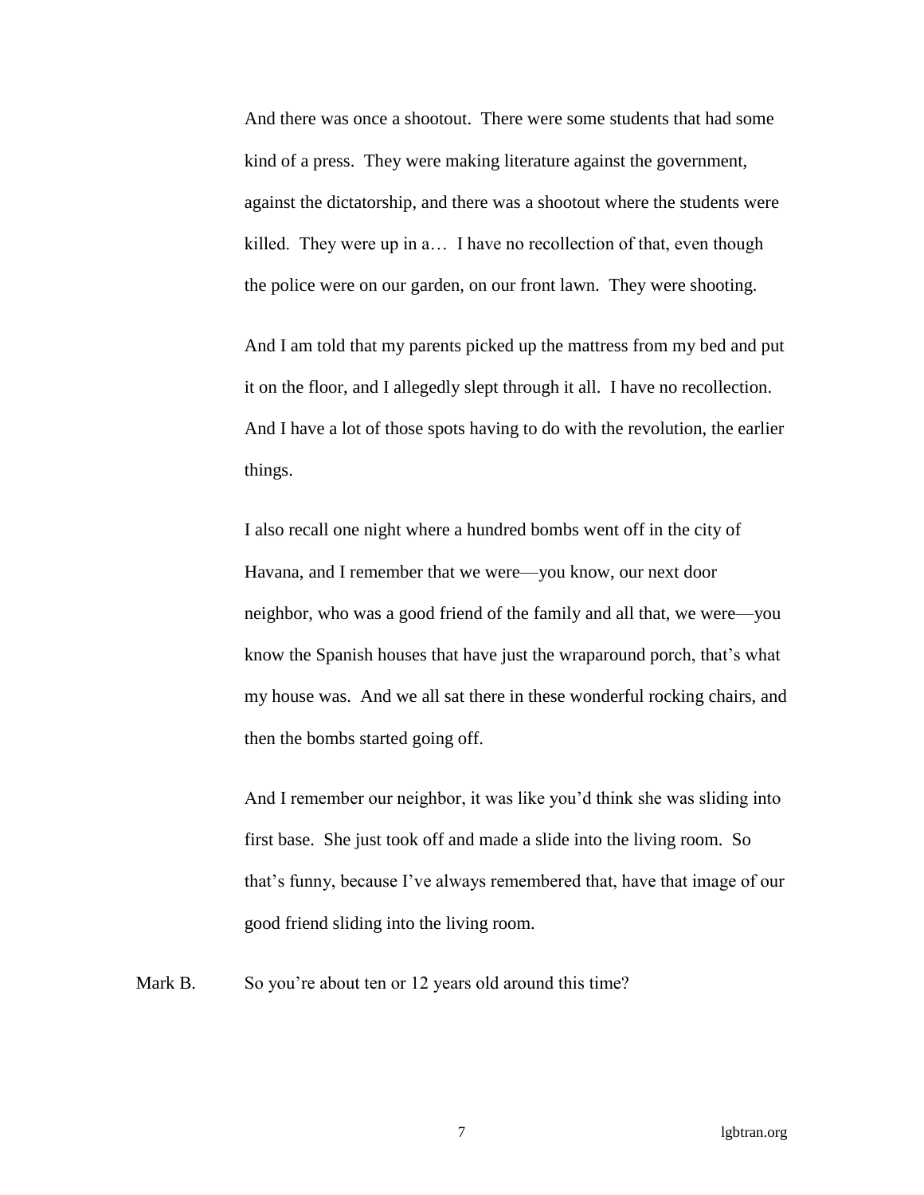And there was once a shootout. There were some students that had some kind of a press. They were making literature against the government, against the dictatorship, and there was a shootout where the students were killed. They were up in a… I have no recollection of that, even though the police were on our garden, on our front lawn. They were shooting.

And I am told that my parents picked up the mattress from my bed and put it on the floor, and I allegedly slept through it all. I have no recollection. And I have a lot of those spots having to do with the revolution, the earlier things.

I also recall one night where a hundred bombs went off in the city of Havana, and I remember that we were—you know, our next door neighbor, who was a good friend of the family and all that, we were—you know the Spanish houses that have just the wraparound porch, that's what my house was. And we all sat there in these wonderful rocking chairs, and then the bombs started going off.

And I remember our neighbor, it was like you'd think she was sliding into first base. She just took off and made a slide into the living room. So that's funny, because I've always remembered that, have that image of our good friend sliding into the living room.

Mark B. So you're about ten or 12 years old around this time?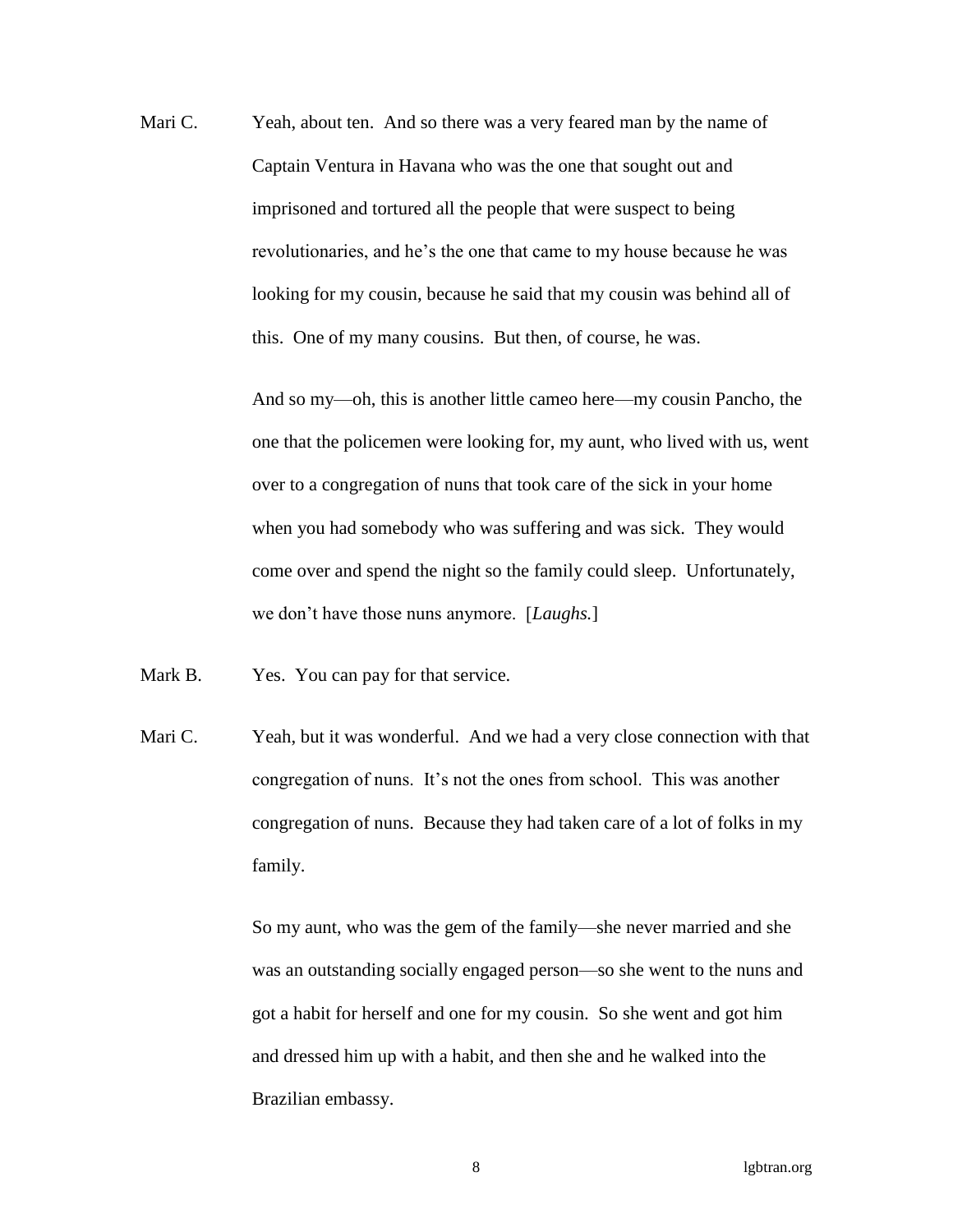Mari C. Yeah, about ten. And so there was a very feared man by the name of Captain Ventura in Havana who was the one that sought out and imprisoned and tortured all the people that were suspect to being revolutionaries, and he's the one that came to my house because he was looking for my cousin, because he said that my cousin was behind all of this. One of my many cousins. But then, of course, he was.

And so my—oh, this is another little cameo here—my cousin Pancho, the one that the policemen were looking for, my aunt, who lived with us, went over to a congregation of nuns that took care of the sick in your home when you had somebody who was suffering and was sick. They would come over and spend the night so the family could sleep. Unfortunately, we don't have those nuns anymore. [*Laughs.*]

Mark B. Yes. You can pay for that service.

Mari C. Yeah, but it was wonderful. And we had a very close connection with that congregation of nuns. It's not the ones from school. This was another congregation of nuns. Because they had taken care of a lot of folks in my family.

So my aunt, who was the gem of the family—she never married and she was an outstanding socially engaged person—so she went to the nuns and got a habit for herself and one for my cousin. So she went and got him and dressed him up with a habit, and then she and he walked into the Brazilian embassy.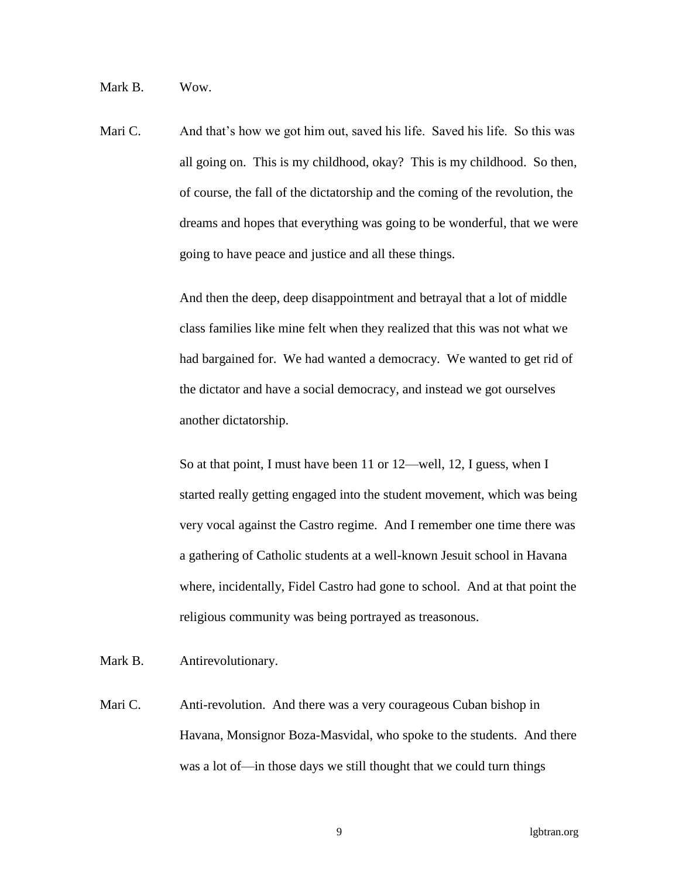Mark B. Wow.

Mari C. And that's how we got him out, saved his life. Saved his life. So this was all going on. This is my childhood, okay? This is my childhood. So then, of course, the fall of the dictatorship and the coming of the revolution, the dreams and hopes that everything was going to be wonderful, that we were going to have peace and justice and all these things.

And then the deep, deep disappointment and betrayal that a lot of middle class families like mine felt when they realized that this was not what we had bargained for. We had wanted a democracy. We wanted to get rid of the dictator and have a social democracy, and instead we got ourselves another dictatorship.

So at that point, I must have been 11 or 12—well, 12, I guess, when I started really getting engaged into the student movement, which was being very vocal against the Castro regime. And I remember one time there was a gathering of Catholic students at a well-known Jesuit school in Havana where, incidentally, Fidel Castro had gone to school. And at that point the religious community was being portrayed as treasonous.

Mark B. Antirevolutionary.

Mari C. Anti-revolution. And there was a very courageous Cuban bishop in Havana, Monsignor Boza-Masvidal, who spoke to the students. And there was a lot of—in those days we still thought that we could turn things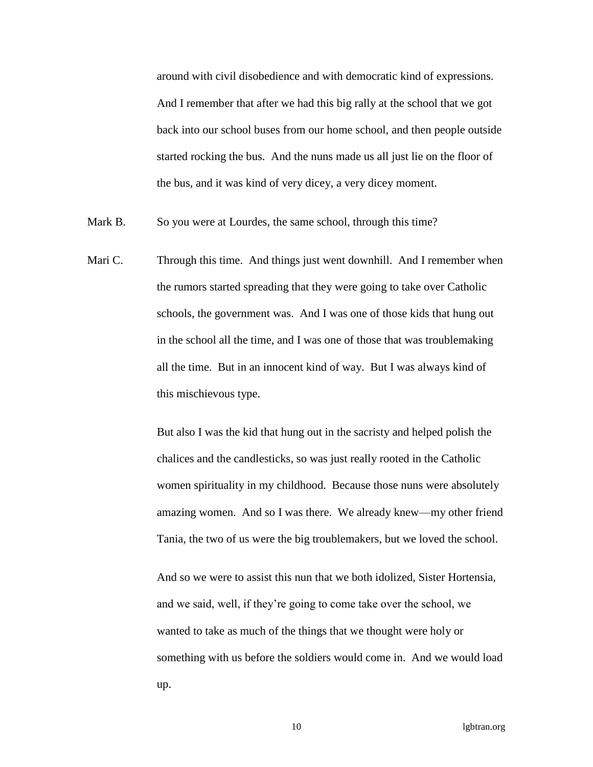around with civil disobedience and with democratic kind of expressions. And I remember that after we had this big rally at the school that we got back into our school buses from our home school, and then people outside started rocking the bus. And the nuns made us all just lie on the floor of the bus, and it was kind of very dicey, a very dicey moment.

Mark B. So you were at Lourdes, the same school, through this time?

Mari C. Through this time. And things just went downhill. And I remember when the rumors started spreading that they were going to take over Catholic schools, the government was. And I was one of those kids that hung out in the school all the time, and I was one of those that was troublemaking all the time. But in an innocent kind of way. But I was always kind of this mischievous type.

But also I was the kid that hung out in the sacristy and helped polish the chalices and the candlesticks, so was just really rooted in the Catholic women spirituality in my childhood. Because those nuns were absolutely amazing women. And so I was there. We already knew—my other friend Tania, the two of us were the big troublemakers, but we loved the school.

And so we were to assist this nun that we both idolized, Sister Hortensia, and we said, well, if they're going to come take over the school, we wanted to take as much of the things that we thought were holy or something with us before the soldiers would come in. And we would load up.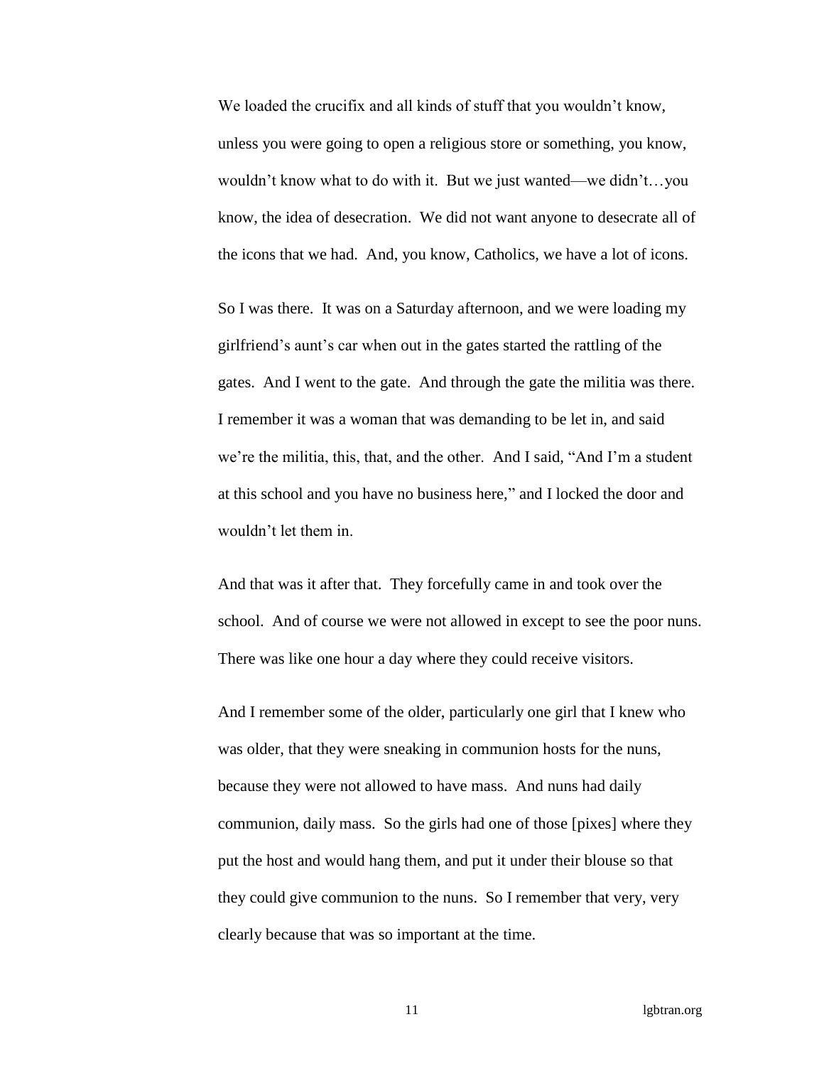We loaded the crucifix and all kinds of stuff that you wouldn't know, unless you were going to open a religious store or something, you know, wouldn't know what to do with it. But we just wanted—we didn't…you know, the idea of desecration. We did not want anyone to desecrate all of the icons that we had. And, you know, Catholics, we have a lot of icons.

So I was there. It was on a Saturday afternoon, and we were loading my girlfriend's aunt's car when out in the gates started the rattling of the gates. And I went to the gate. And through the gate the militia was there. I remember it was a woman that was demanding to be let in, and said we're the militia, this, that, and the other. And I said, "And I'm a student at this school and you have no business here," and I locked the door and wouldn't let them in.

And that was it after that. They forcefully came in and took over the school. And of course we were not allowed in except to see the poor nuns. There was like one hour a day where they could receive visitors.

And I remember some of the older, particularly one girl that I knew who was older, that they were sneaking in communion hosts for the nuns, because they were not allowed to have mass. And nuns had daily communion, daily mass. So the girls had one of those [pixes] where they put the host and would hang them, and put it under their blouse so that they could give communion to the nuns. So I remember that very, very clearly because that was so important at the time.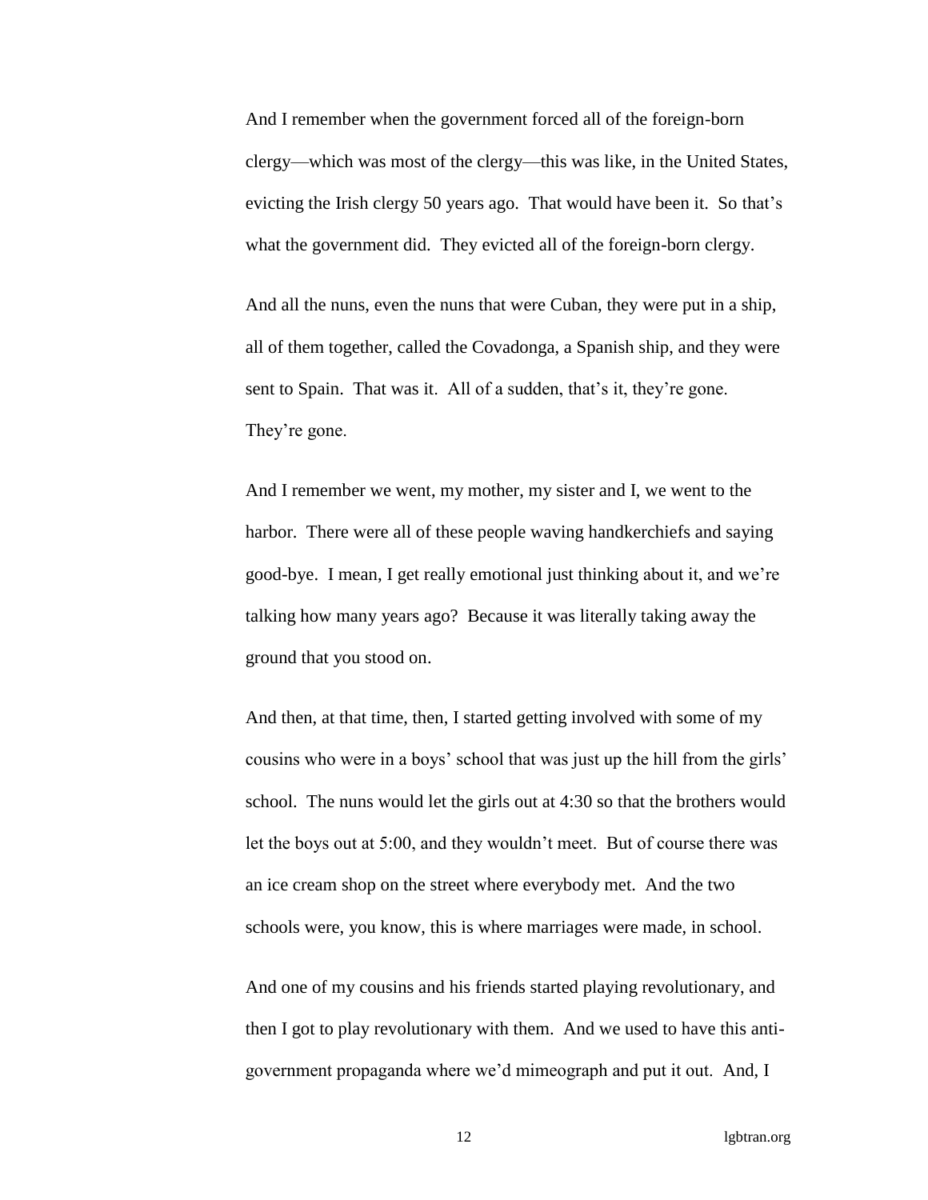And I remember when the government forced all of the foreign-born clergy—which was most of the clergy—this was like, in the United States, evicting the Irish clergy 50 years ago. That would have been it. So that's what the government did. They evicted all of the foreign-born clergy.

And all the nuns, even the nuns that were Cuban, they were put in a ship, all of them together, called the Covadonga, a Spanish ship, and they were sent to Spain. That was it. All of a sudden, that's it, they're gone. They're gone.

And I remember we went, my mother, my sister and I, we went to the harbor. There were all of these people waving handkerchiefs and saying good-bye. I mean, I get really emotional just thinking about it, and we're talking how many years ago? Because it was literally taking away the ground that you stood on.

And then, at that time, then, I started getting involved with some of my cousins who were in a boys' school that was just up the hill from the girls' school. The nuns would let the girls out at 4:30 so that the brothers would let the boys out at 5:00, and they wouldn't meet. But of course there was an ice cream shop on the street where everybody met. And the two schools were, you know, this is where marriages were made, in school.

And one of my cousins and his friends started playing revolutionary, and then I got to play revolutionary with them. And we used to have this anti-government propaganda where we'd mimeograph and put it out. And, I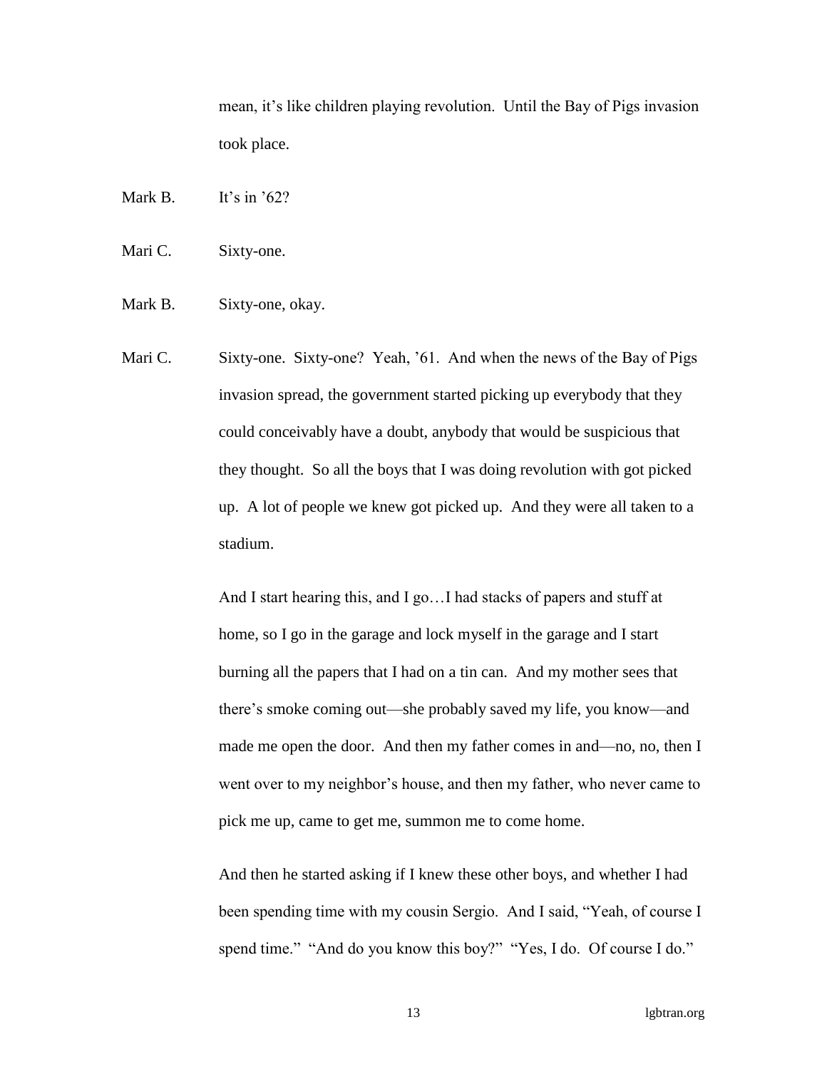mean, it's like children playing revolution. Until the Bay of Pigs invasion took place.

Mark B.	It's in '62?

Mari C.	Sixty-one.

Mark B.	Sixty-one, okay.

Mari C.	Sixty-one. Sixty-one? Yeah, '61. And when the news of the Bay of Pigs invasion spread, the government started picking up everybody that they could conceivably have a doubt, anybody that would be suspicious that they thought. So all the boys that I was doing revolution with got picked up. A lot of people we knew got picked up. And they were all taken to a stadium.

And I start hearing this, and I go…I had stacks of papers and stuff at home, so I go in the garage and lock myself in the garage and I start burning all the papers that I had on a tin can. And my mother sees that there's smoke coming out—she probably saved my life, you know—and made me open the door. And then my father comes in and—no, no, then I went over to my neighbor's house, and then my father, who never came to pick me up, came to get me, summon me to come home.

And then he started asking if I knew these other boys, and whether I had been spending time with my cousin Sergio. And I said, "Yeah, of course I spend time." "And do you know this boy?" "Yes, I do. Of course I do."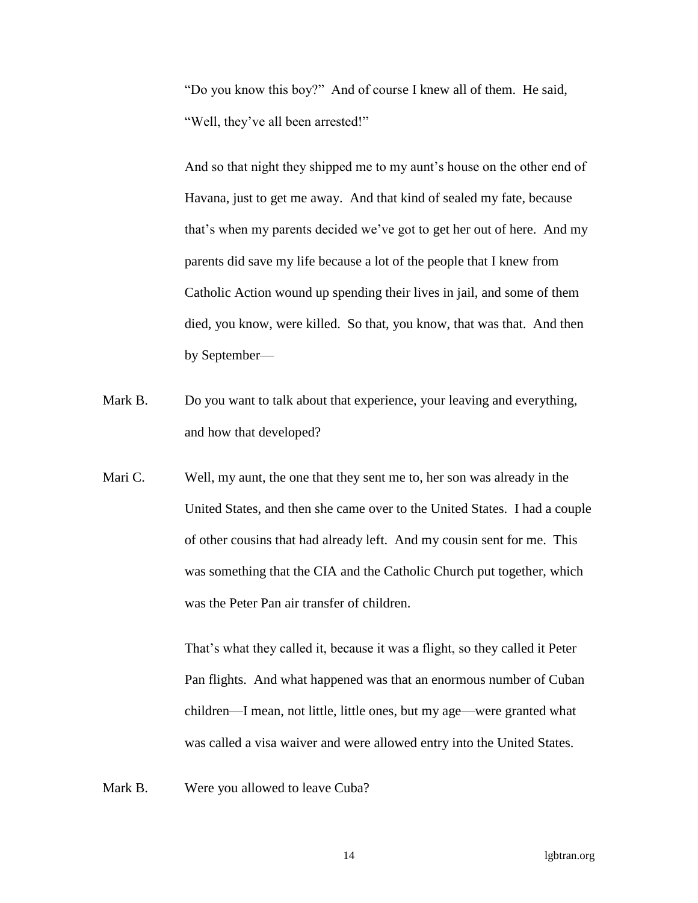"Do you know this boy?" And of course I knew all of them. He said, "Well, they've all been arrested!"

And so that night they shipped me to my aunt's house on the other end of Havana, just to get me away. And that kind of sealed my fate, because that's when my parents decided we've got to get her out of here. And my parents did save my life because a lot of the people that I knew from Catholic Action wound up spending their lives in jail, and some of them died, you know, were killed. So that, you know, that was that. And then by September—

Mark B. Do you want to talk about that experience, your leaving and everything, and how that developed?

Mari C. Well, my aunt, the one that they sent me to, her son was already in the United States, and then she came over to the United States. I had a couple of other cousins that had already left. And my cousin sent for me. This was something that the CIA and the Catholic Church put together, which was the Peter Pan air transfer of children.

That's what they called it, because it was a flight, so they called it Peter Pan flights. And what happened was that an enormous number of Cuban children—I mean, not little, little ones, but my age—were granted what was called a visa waiver and were allowed entry into the United States.

Mark B. Were you allowed to leave Cuba?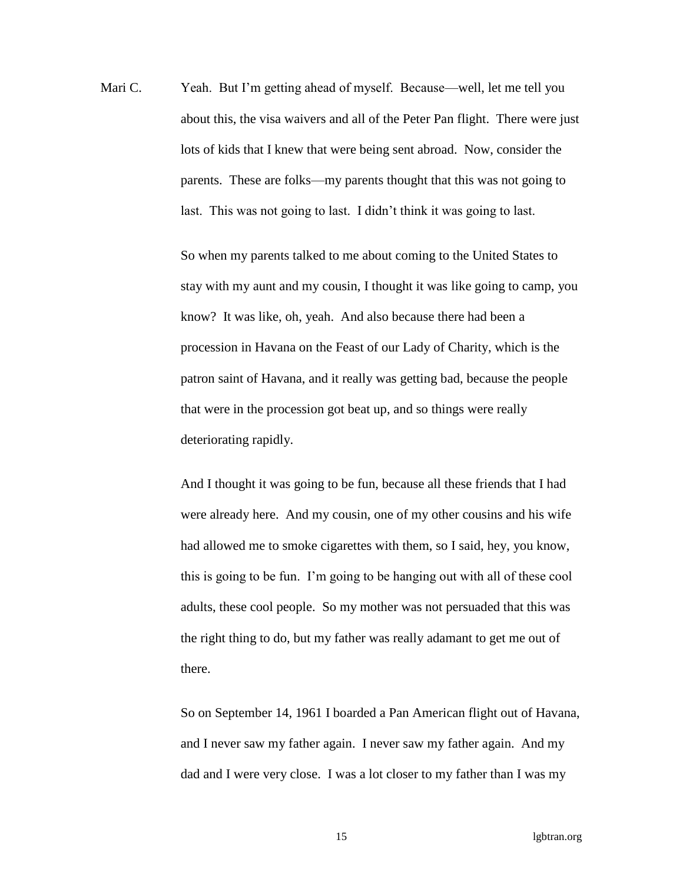Mari C. Yeah. But I'm getting ahead of myself. Because—well, let me tell you about this, the visa waivers and all of the Peter Pan flight. There were just lots of kids that I knew that were being sent abroad. Now, consider the parents. These are folks—my parents thought that this was not going to last. This was not going to last. I didn't think it was going to last.

So when my parents talked to me about coming to the United States to stay with my aunt and my cousin, I thought it was like going to camp, you know? It was like, oh, yeah. And also because there had been a procession in Havana on the Feast of our Lady of Charity, which is the patron saint of Havana, and it really was getting bad, because the people that were in the procession got beat up, and so things were really deteriorating rapidly.

And I thought it was going to be fun, because all these friends that I had were already here. And my cousin, one of my other cousins and his wife had allowed me to smoke cigarettes with them, so I said, hey, you know, this is going to be fun. I'm going to be hanging out with all of these cool adults, these cool people. So my mother was not persuaded that this was the right thing to do, but my father was really adamant to get me out of there.

So on September 14, 1961 I boarded a Pan American flight out of Havana, and I never saw my father again. I never saw my father again. And my dad and I were very close. I was a lot closer to my father than I was my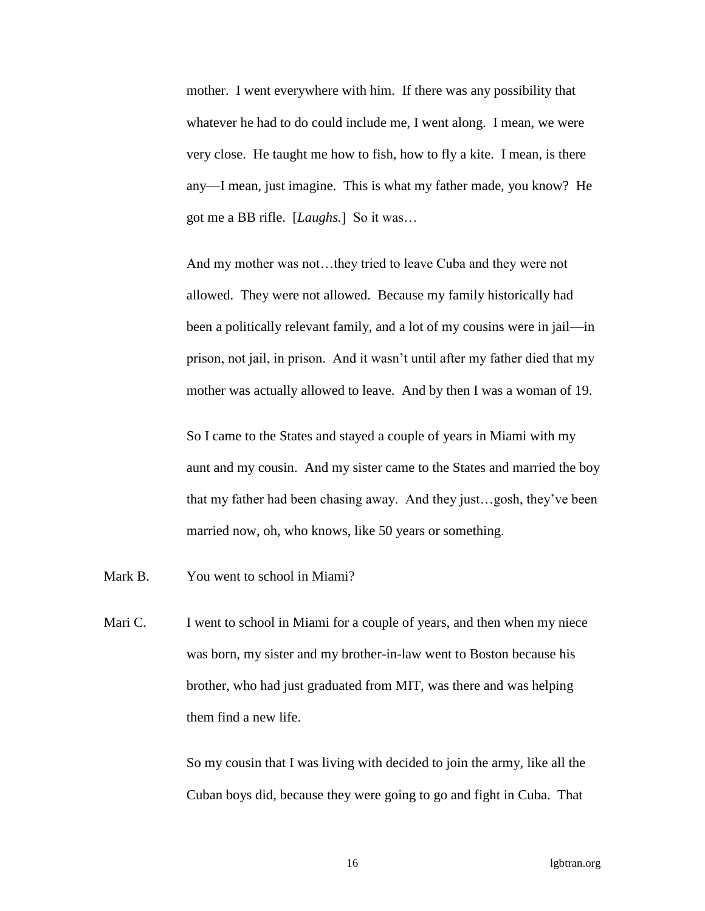mother. I went everywhere with him. If there was any possibility that whatever he had to do could include me, I went along. I mean, we were very close. He taught me how to fish, how to fly a kite. I mean, is there any—I mean, just imagine. This is what my father made, you know? He got me a BB rifle. [*Laughs.*] So it was…

And my mother was not…they tried to leave Cuba and they were not allowed. They were not allowed. Because my family historically had been a politically relevant family, and a lot of my cousins were in jail—in prison, not jail, in prison. And it wasn't until after my father died that my mother was actually allowed to leave. And by then I was a woman of 19.

So I came to the States and stayed a couple of years in Miami with my aunt and my cousin. And my sister came to the States and married the boy that my father had been chasing away. And they just…gosh, they've been married now, oh, who knows, like 50 years or something.

Mark B. You went to school in Miami?

Mari C. I went to school in Miami for a couple of years, and then when my niece was born, my sister and my brother-in-law went to Boston because his brother, who had just graduated from MIT, was there and was helping them find a new life.

So my cousin that I was living with decided to join the army, like all the Cuban boys did, because they were going to go and fight in Cuba. That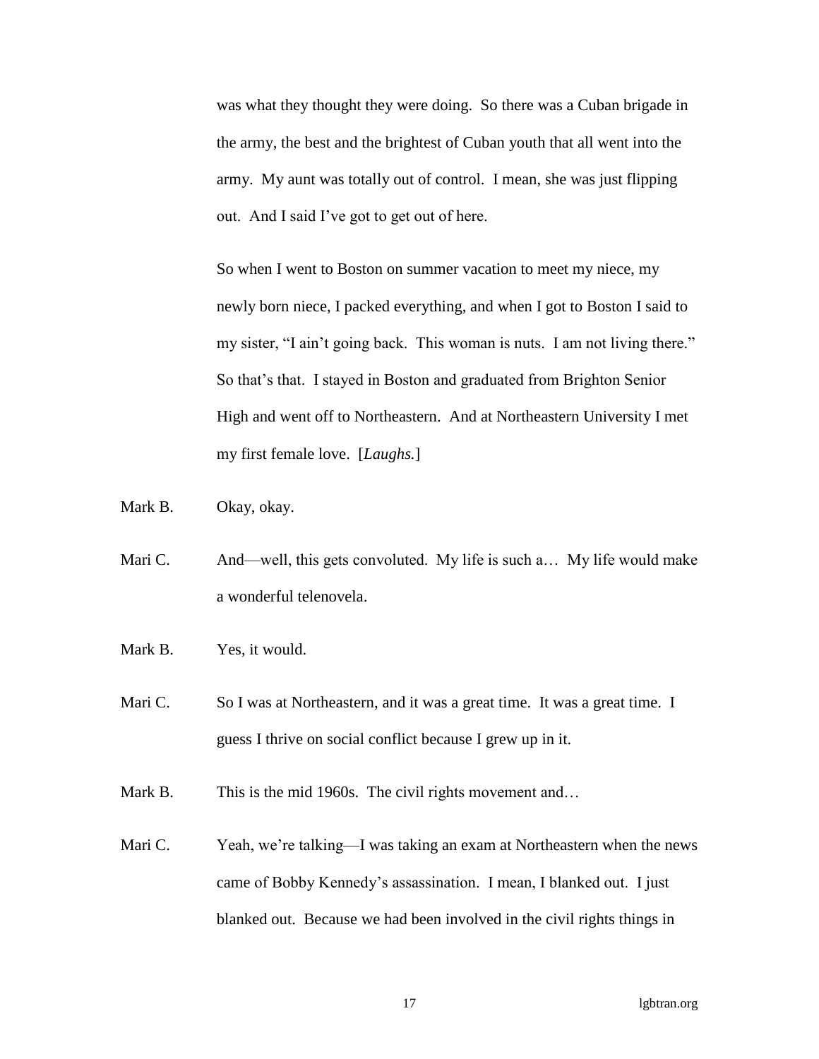was what they thought they were doing. So there was a Cuban brigade in the army, the best and the brightest of Cuban youth that all went into the army. My aunt was totally out of control. I mean, she was just flipping out. And I said I've got to get out of here.

So when I went to Boston on summer vacation to meet my niece, my newly born niece, I packed everything, and when I got to Boston I said to my sister, "I ain't going back. This woman is nuts. I am not living there." So that's that. I stayed in Boston and graduated from Brighton Senior High and went off to Northeastern. And at Northeastern University I met my first female love. [*Laughs.*]

Mark B. Okay, okay.

Mari C. And—well, this gets convoluted. My life is such a… My life would make a wonderful telenovela.

Mark B. Yes, it would.

Mari C. So I was at Northeastern, and it was a great time. It was a great time. I guess I thrive on social conflict because I grew up in it.

Mark B. This is the mid 1960s. The civil rights movement and…

Mari C. Yeah, we're talking—I was taking an exam at Northeastern when the news came of Bobby Kennedy's assassination. I mean, I blanked out. I just blanked out. Because we had been involved in the civil rights things in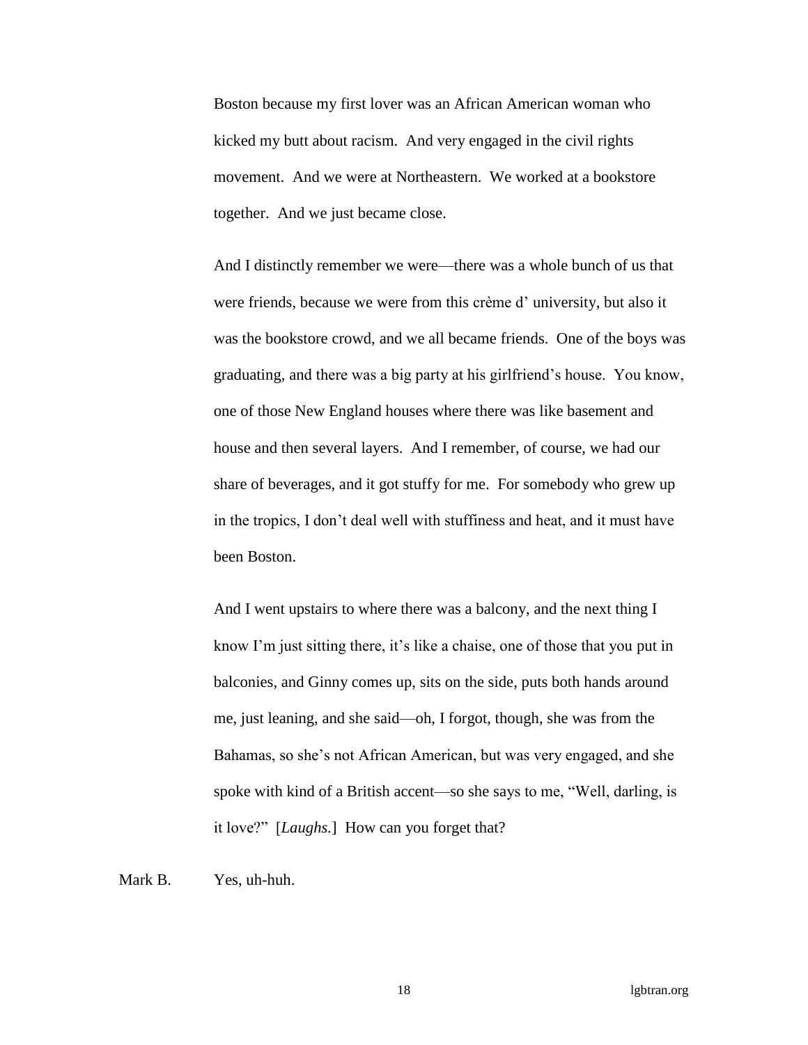Boston because my first lover was an African American woman who kicked my butt about racism. And very engaged in the civil rights movement. And we were at Northeastern. We worked at a bookstore together. And we just became close.

And I distinctly remember we were—there was a whole bunch of us that were friends, because we were from this crème d' university, but also it was the bookstore crowd, and we all became friends. One of the boys was graduating, and there was a big party at his girlfriend's house. You know, one of those New England houses where there was like basement and house and then several layers. And I remember, of course, we had our share of beverages, and it got stuffy for me. For somebody who grew up in the tropics, I don't deal well with stuffiness and heat, and it must have been Boston.

And I went upstairs to where there was a balcony, and the next thing I know I'm just sitting there, it's like a chaise, one of those that you put in balconies, and Ginny comes up, sits on the side, puts both hands around me, just leaning, and she said—oh, I forgot, though, she was from the Bahamas, so she's not African American, but was very engaged, and she spoke with kind of a British accent—so she says to me, "Well, darling, is it love?" [*Laughs.*] How can you forget that?

Mark B. Yes, uh-huh.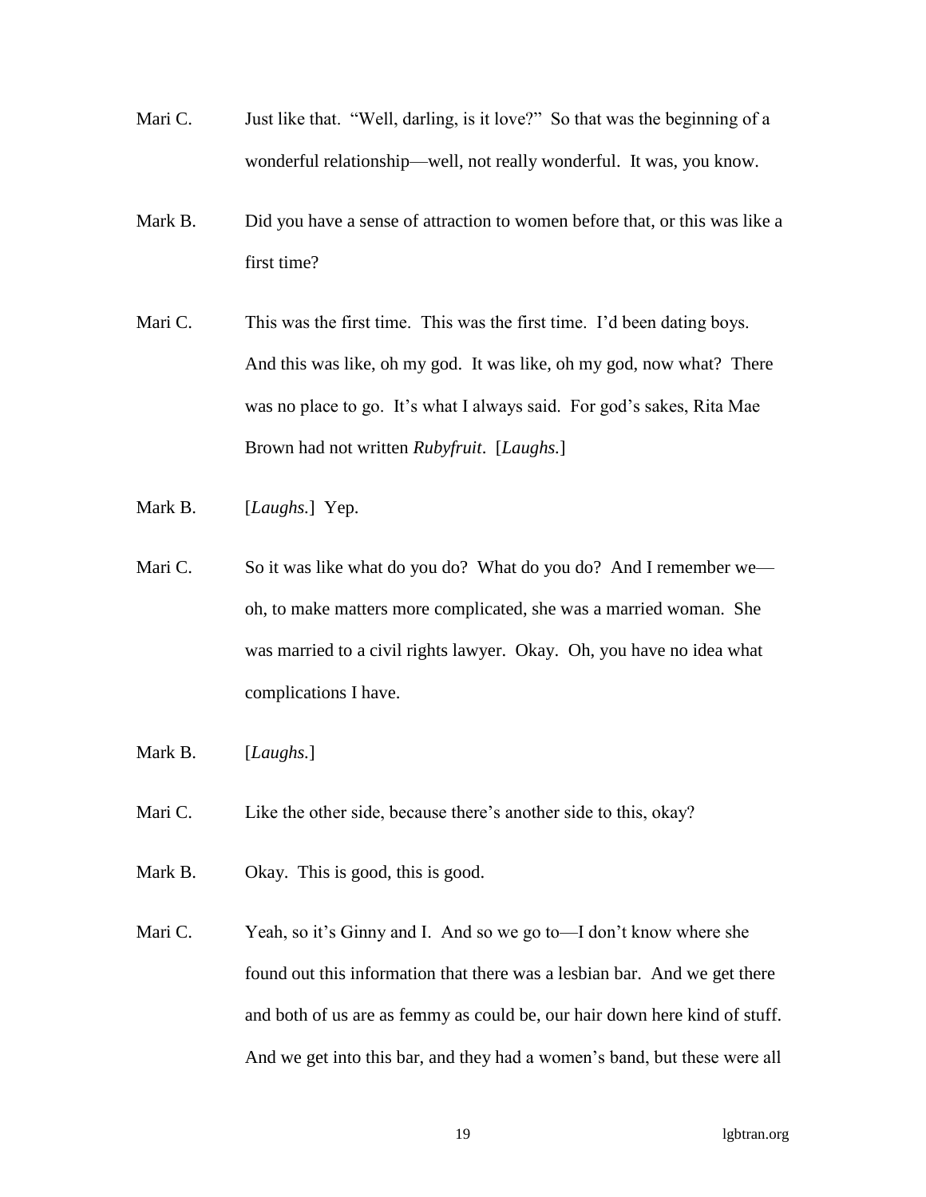Mari C. Just like that. "Well, darling, is it love?" So that was the beginning of a wonderful relationship—well, not really wonderful. It was, you know.

Mark B. Did you have a sense of attraction to women before that, or this was like a first time?

Mari C. This was the first time. This was the first time. I'd been dating boys. And this was like, oh my god. It was like, oh my god, now what? There was no place to go. It's what I always said. For god's sakes, Rita Mae Brown had not written *Rubyfruit*. [*Laughs.*]

Mark B. [*Laughs.*] Yep.

Mari C. So it was like what do you do? What do you do? And I remember we—oh, to make matters more complicated, she was a married woman. She was married to a civil rights lawyer. Okay. Oh, you have no idea what complications I have.

Mark B. [*Laughs.*]

Mari C. Like the other side, because there's another side to this, okay?

Mark B. Okay. This is good, this is good.

Mari C. Yeah, so it's Ginny and I. And so we go to—I don't know where she found out this information that there was a lesbian bar. And we get there and both of us are as femmy as could be, our hair down here kind of stuff. And we get into this bar, and they had a women's band, but these were all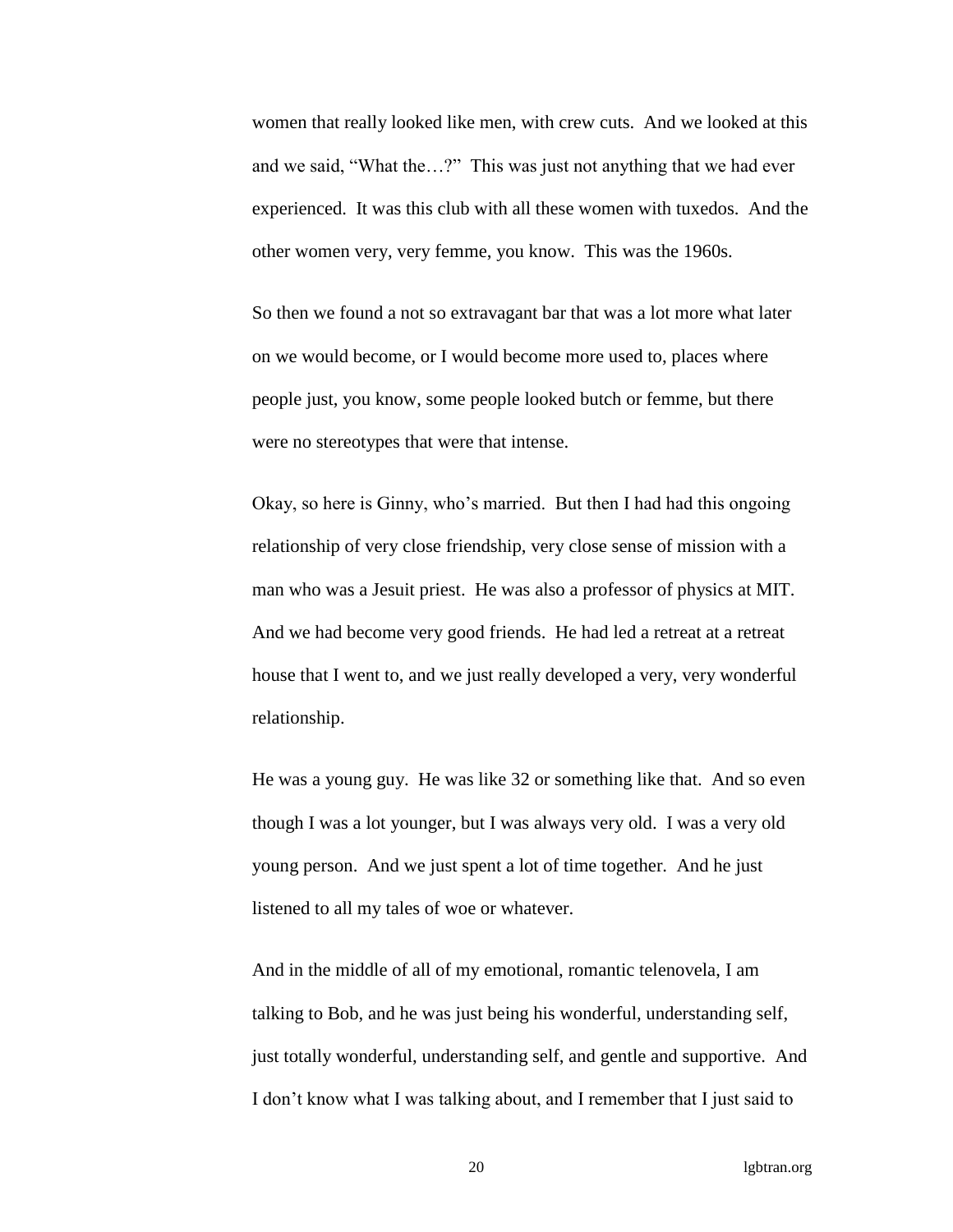women that really looked like men, with crew cuts. And we looked at this and we said, "What the…?" This was just not anything that we had ever experienced. It was this club with all these women with tuxedos. And the other women very, very femme, you know. This was the 1960s.

So then we found a not so extravagant bar that was a lot more what later on we would become, or I would become more used to, places where people just, you know, some people looked butch or femme, but there were no stereotypes that were that intense.

Okay, so here is Ginny, who's married. But then I had had this ongoing relationship of very close friendship, very close sense of mission with a man who was a Jesuit priest. He was also a professor of physics at MIT. And we had become very good friends. He had led a retreat at a retreat house that I went to, and we just really developed a very, very wonderful relationship.

He was a young guy. He was like 32 or something like that. And so even though I was a lot younger, but I was always very old. I was a very old young person. And we just spent a lot of time together. And he just listened to all my tales of woe or whatever.

And in the middle of all of my emotional, romantic telenovela, I am talking to Bob, and he was just being his wonderful, understanding self, just totally wonderful, understanding self, and gentle and supportive. And I don't know what I was talking about, and I remember that I just said to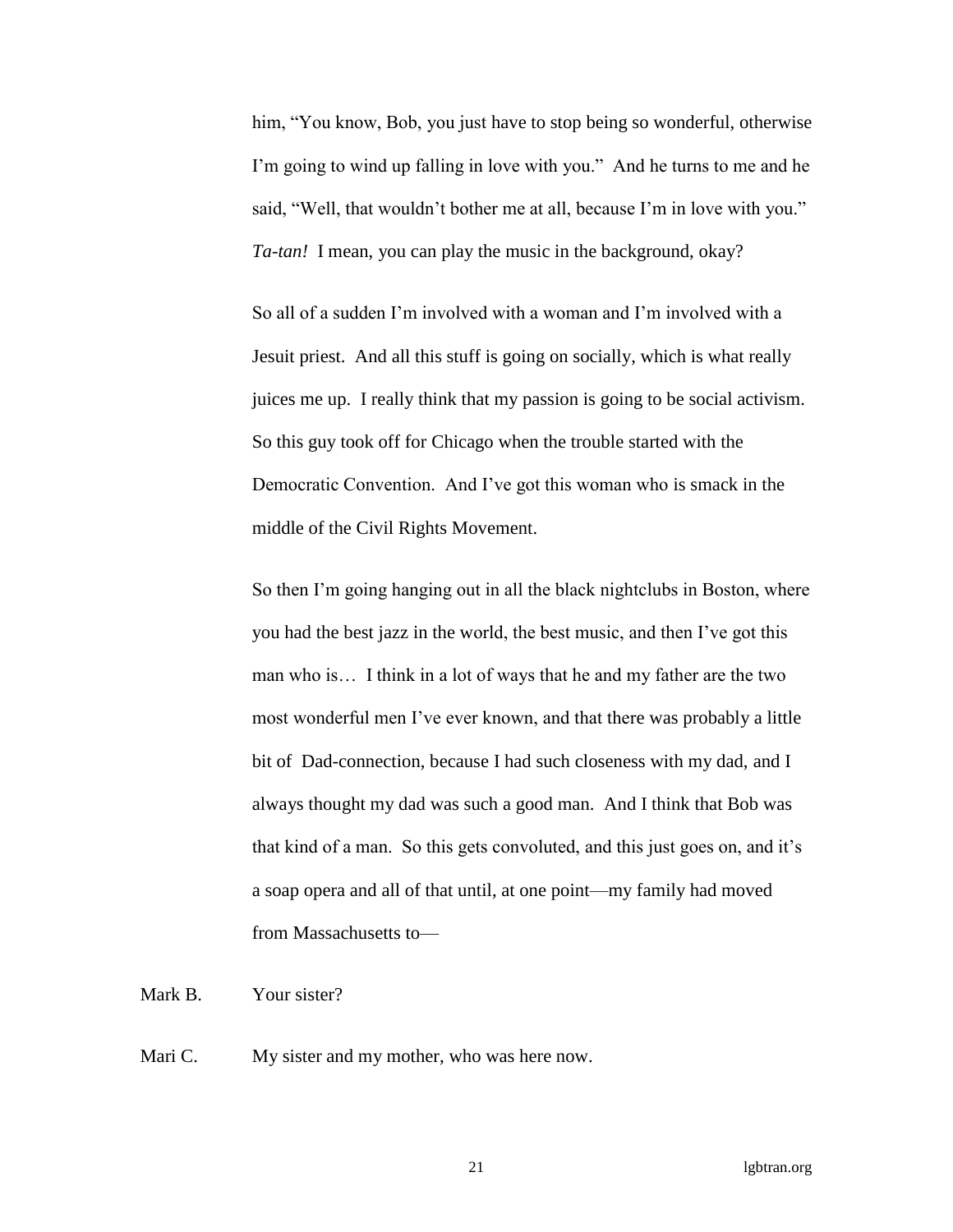him, "You know, Bob, you just have to stop being so wonderful, otherwise I'm going to wind up falling in love with you." And he turns to me and he said, "Well, that wouldn't bother me at all, because I'm in love with you." *Ta-tan!* I mean, you can play the music in the background, okay?

So all of a sudden I'm involved with a woman and I'm involved with a Jesuit priest. And all this stuff is going on socially, which is what really juices me up. I really think that my passion is going to be social activism. So this guy took off for Chicago when the trouble started with the Democratic Convention. And I've got this woman who is smack in the middle of the Civil Rights Movement.

So then I'm going hanging out in all the black nightclubs in Boston, where you had the best jazz in the world, the best music, and then I've got this man who is… I think in a lot of ways that he and my father are the two most wonderful men I've ever known, and that there was probably a little bit of Dad-connection, because I had such closeness with my dad, and I always thought my dad was such a good man. And I think that Bob was that kind of a man. So this gets convoluted, and this just goes on, and it's a soap opera and all of that until, at one point—my family had moved from Massachusetts to—

Mark B. Your sister?

Mari C. My sister and my mother, who was here now.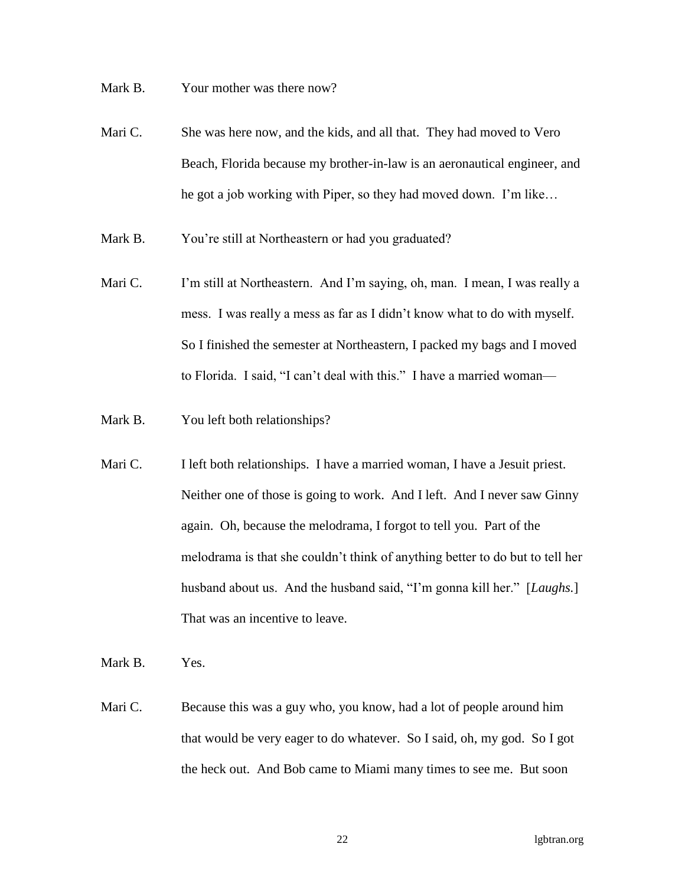Mark B. Your mother was there now?

Mari C. She was here now, and the kids, and all that. They had moved to Vero Beach, Florida because my brother-in-law is an aeronautical engineer, and he got a job working with Piper, so they had moved down. I'm like…

Mark B. You're still at Northeastern or had you graduated?

Mari C. I'm still at Northeastern. And I'm saying, oh, man. I mean, I was really a mess. I was really a mess as far as I didn't know what to do with myself. So I finished the semester at Northeastern, I packed my bags and I moved to Florida. I said, "I can't deal with this." I have a married woman—

Mark B. You left both relationships?

Mari C. I left both relationships. I have a married woman, I have a Jesuit priest. Neither one of those is going to work. And I left. And I never saw Ginny again. Oh, because the melodrama, I forgot to tell you. Part of the melodrama is that she couldn't think of anything better to do but to tell her husband about us. And the husband said, "I'm gonna kill her." [*Laughs.*] That was an incentive to leave.

Mark B. Yes.

Mari C. Because this was a guy who, you know, had a lot of people around him that would be very eager to do whatever. So I said, oh, my god. So I got the heck out. And Bob came to Miami many times to see me. But soon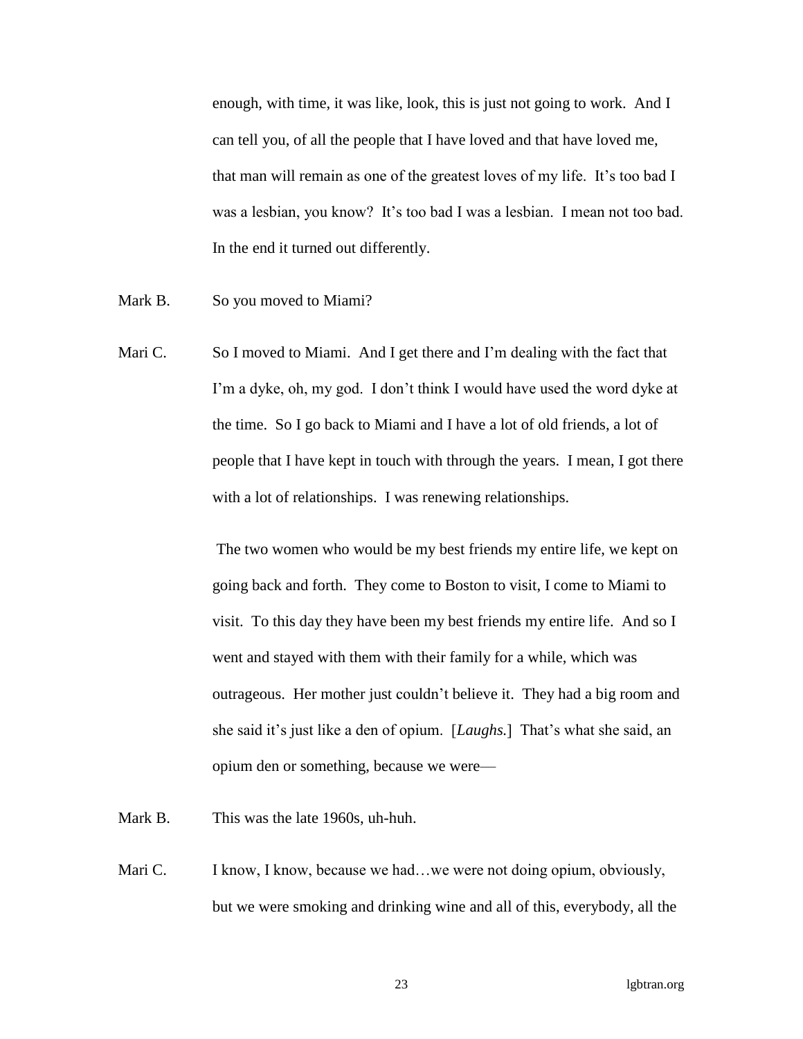enough, with time, it was like, look, this is just not going to work. And I can tell you, of all the people that I have loved and that have loved me, that man will remain as one of the greatest loves of my life. It's too bad I was a lesbian, you know? It's too bad I was a lesbian. I mean not too bad. In the end it turned out differently.

Mark B. So you moved to Miami?

Mari C. So I moved to Miami. And I get there and I'm dealing with the fact that I'm a dyke, oh, my god. I don't think I would have used the word dyke at the time. So I go back to Miami and I have a lot of old friends, a lot of people that I have kept in touch with through the years. I mean, I got there with a lot of relationships. I was renewing relationships.

The two women who would be my best friends my entire life, we kept on going back and forth. They come to Boston to visit, I come to Miami to visit. To this day they have been my best friends my entire life. And so I went and stayed with them with their family for a while, which was outrageous. Her mother just couldn't believe it. They had a big room and she said it's just like a den of opium. [*Laughs.*] That's what she said, an opium den or something, because we were—

Mark B. This was the late 1960s, uh-huh.

Mari C. I know, I know, because we had…we were not doing opium, obviously, but we were smoking and drinking wine and all of this, everybody, all the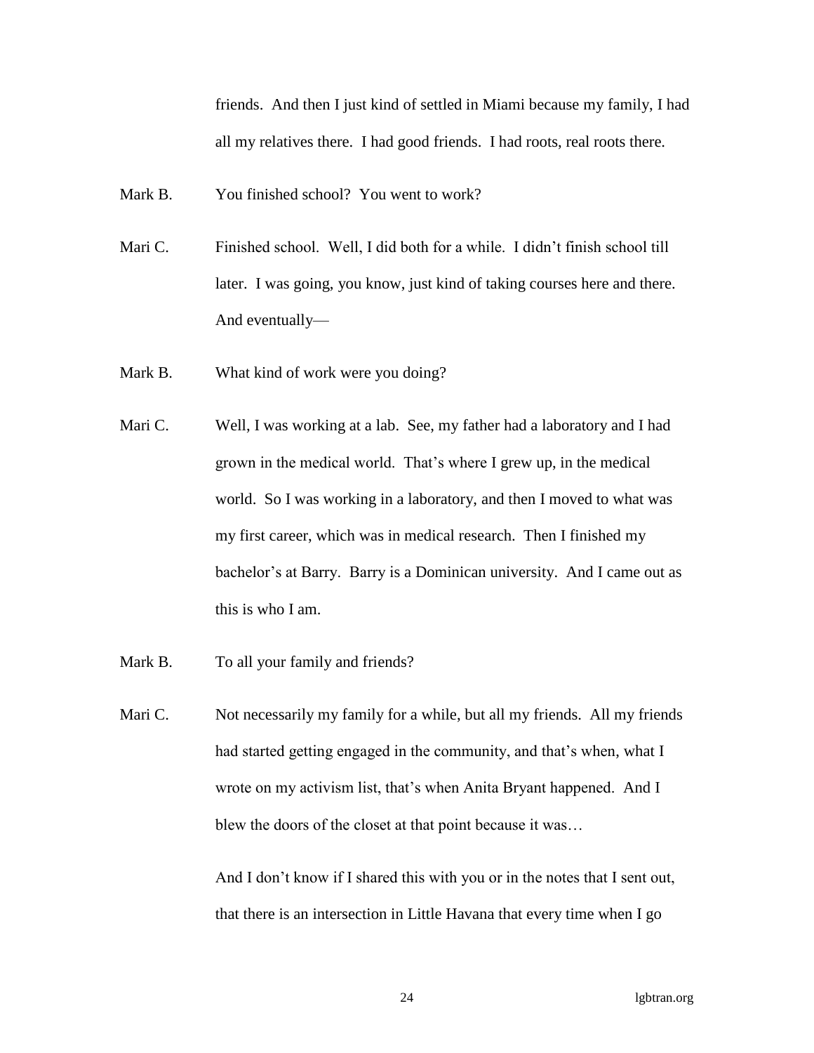friends. And then I just kind of settled in Miami because my family, I had all my relatives there. I had good friends. I had roots, real roots there.

Mark B. You finished school? You went to work?

Mari C. Finished school. Well, I did both for a while. I didn't finish school till later. I was going, you know, just kind of taking courses here and there. And eventually—

Mark B. What kind of work were you doing?

Mari C. Well, I was working at a lab. See, my father had a laboratory and I had grown in the medical world. That's where I grew up, in the medical world. So I was working in a laboratory, and then I moved to what was my first career, which was in medical research. Then I finished my bachelor's at Barry. Barry is a Dominican university. And I came out as this is who I am.

Mark B. To all your family and friends?

Mari C. Not necessarily my family for a while, but all my friends. All my friends had started getting engaged in the community, and that's when, what I wrote on my activism list, that's when Anita Bryant happened. And I blew the doors of the closet at that point because it was…

And I don't know if I shared this with you or in the notes that I sent out, that there is an intersection in Little Havana that every time when I go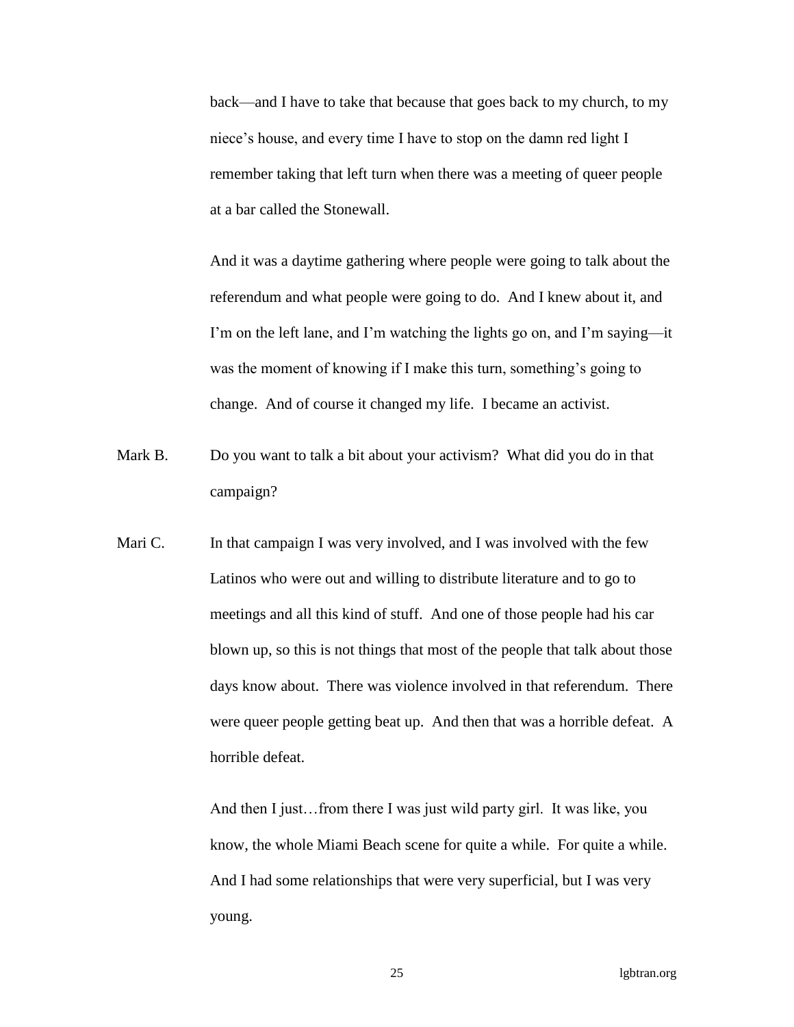back—and I have to take that because that goes back to my church, to my niece's house, and every time I have to stop on the damn red light I remember taking that left turn when there was a meeting of queer people at a bar called the Stonewall.

And it was a daytime gathering where people were going to talk about the referendum and what people were going to do. And I knew about it, and I'm on the left lane, and I'm watching the lights go on, and I'm saying—it was the moment of knowing if I make this turn, something's going to change. And of course it changed my life. I became an activist.

Mark B. Do you want to talk a bit about your activism? What did you do in that campaign?

Mari C. In that campaign I was very involved, and I was involved with the few Latinos who were out and willing to distribute literature and to go to meetings and all this kind of stuff. And one of those people had his car blown up, so this is not things that most of the people that talk about those days know about. There was violence involved in that referendum. There were queer people getting beat up. And then that was a horrible defeat. A horrible defeat.

And then I just…from there I was just wild party girl. It was like, you know, the whole Miami Beach scene for quite a while. For quite a while. And I had some relationships that were very superficial, but I was very young.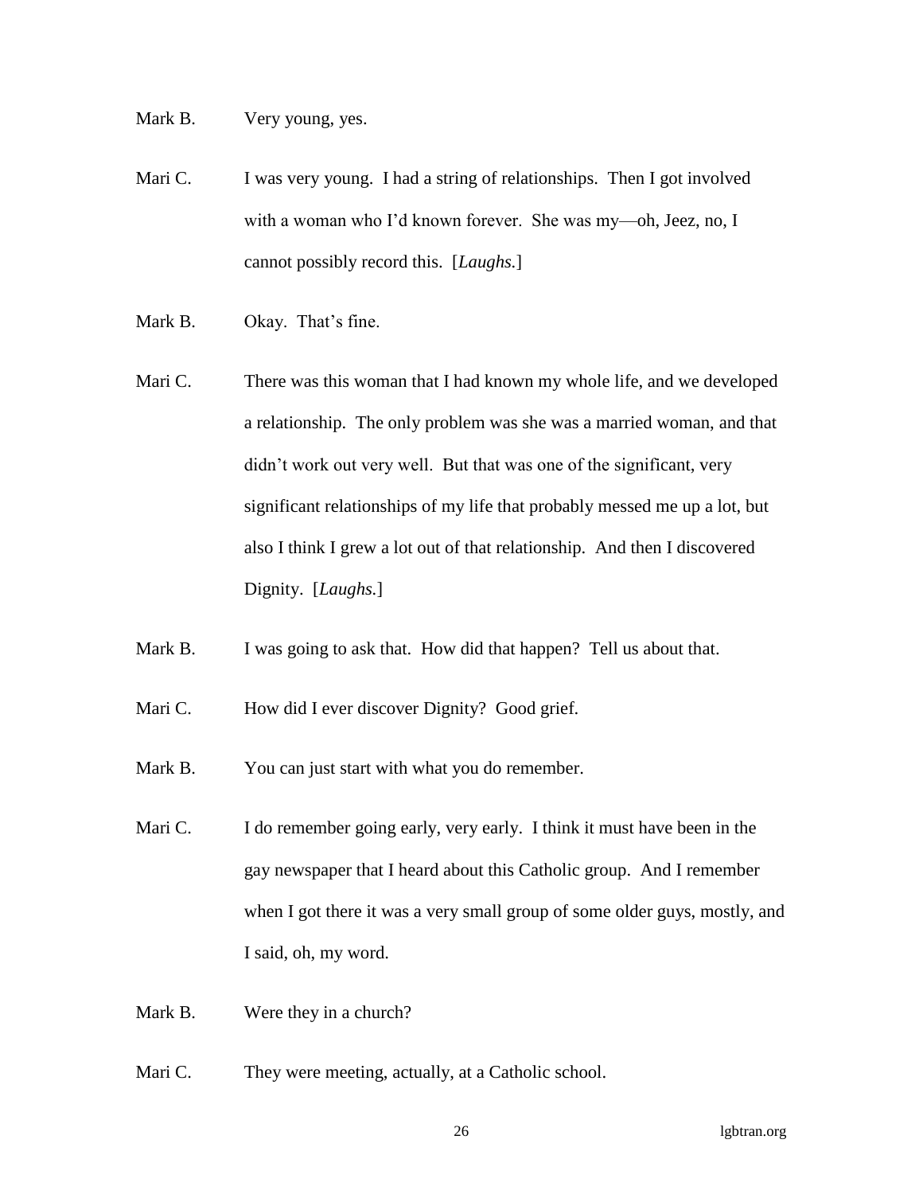Mark B. Very young, yes.

Mari C. I was very young. I had a string of relationships. Then I got involved with a woman who I'd known forever. She was my—oh, Jeez, no, I cannot possibly record this. [*Laughs.*]

Mark B. Okay. That's fine.

Mari C. There was this woman that I had known my whole life, and we developed a relationship. The only problem was she was a married woman, and that didn't work out very well. But that was one of the significant, very significant relationships of my life that probably messed me up a lot, but also I think I grew a lot out of that relationship. And then I discovered Dignity. [*Laughs.*]

Mark B. I was going to ask that. How did that happen? Tell us about that.

Mari C. How did I ever discover Dignity? Good grief.

Mark B. You can just start with what you do remember.

Mari C. I do remember going early, very early. I think it must have been in the gay newspaper that I heard about this Catholic group. And I remember when I got there it was a very small group of some older guys, mostly, and I said, oh, my word.

Mark B. Were they in a church?

Mari C. They were meeting, actually, at a Catholic school.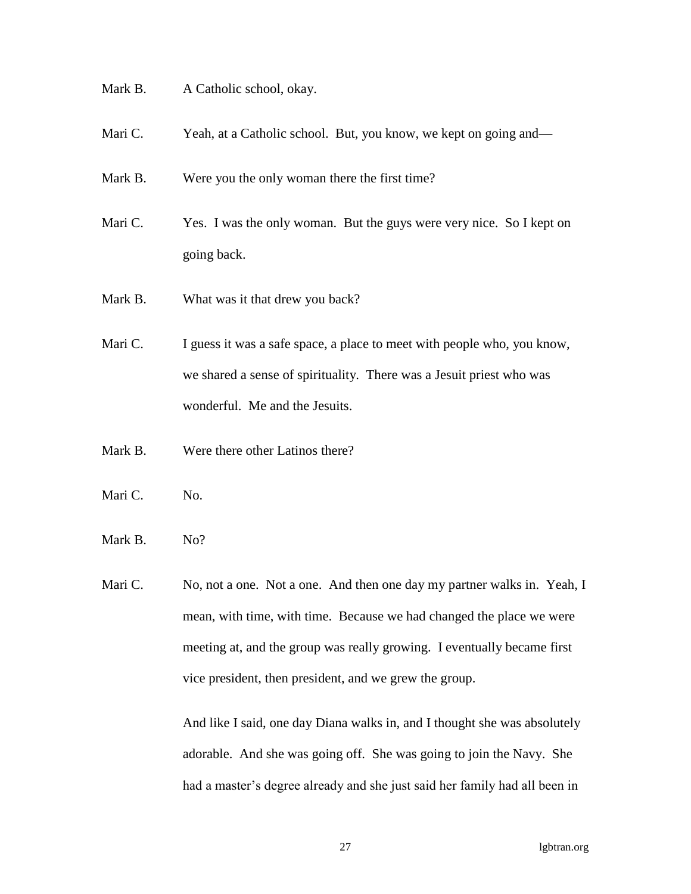Mark B. A Catholic school, okay.

Mari C. Yeah, at a Catholic school. But, you know, we kept on going and—

Mark B. Were you the only woman there the first time?

Mari C. Yes. I was the only woman. But the guys were very nice. So I kept on going back.

Mark B. What was it that drew you back?

Mari C. I guess it was a safe space, a place to meet with people who, you know, we shared a sense of spirituality. There was a Jesuit priest who was wonderful. Me and the Jesuits.

Mark B. Were there other Latinos there?

Mari C. No.

Mark B. No?

Mari C. No, not a one. Not a one. And then one day my partner walks in. Yeah, I mean, with time, with time. Because we had changed the place we were meeting at, and the group was really growing. I eventually became first vice president, then president, and we grew the group.

And like I said, one day Diana walks in, and I thought she was absolutely adorable. And she was going off. She was going to join the Navy. She had a master's degree already and she just said her family had all been in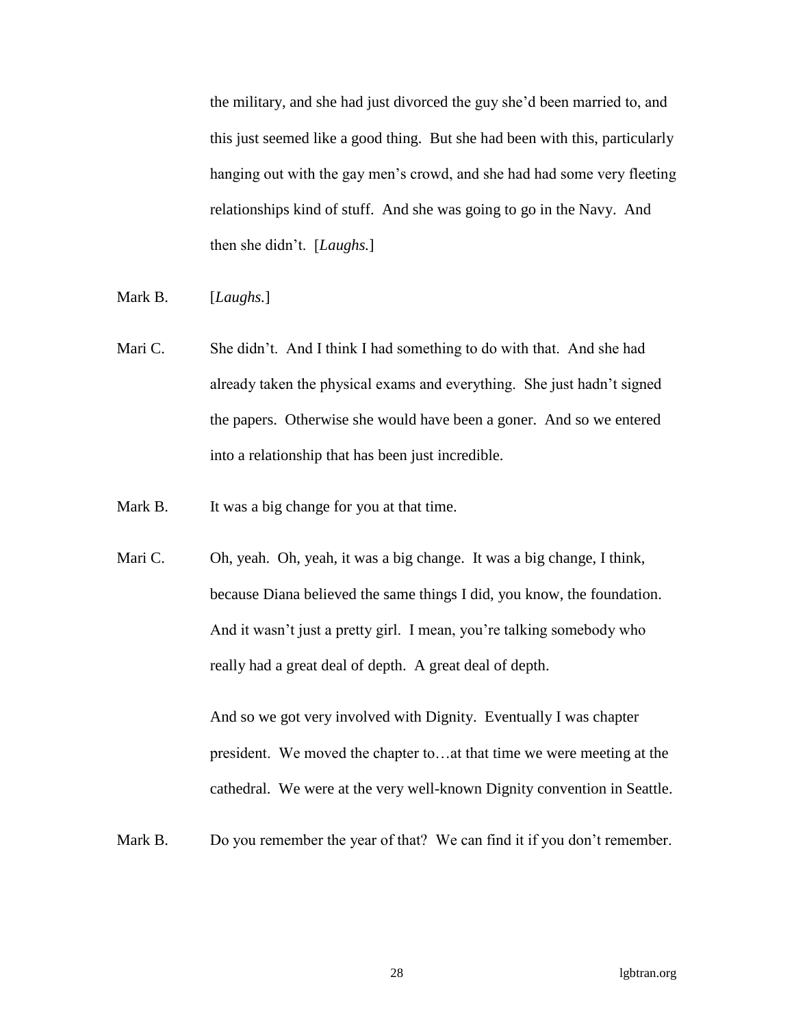the military, and she had just divorced the guy she'd been married to, and this just seemed like a good thing. But she had been with this, particularly hanging out with the gay men's crowd, and she had had some very fleeting relationships kind of stuff. And she was going to go in the Navy. And then she didn't. [*Laughs.*]

Mark B. [*Laughs.*]

Mari C. She didn't. And I think I had something to do with that. And she had already taken the physical exams and everything. She just hadn't signed the papers. Otherwise she would have been a goner. And so we entered into a relationship that has been just incredible.

Mark B. It was a big change for you at that time.

Mari C. Oh, yeah. Oh, yeah, it was a big change. It was a big change, I think, because Diana believed the same things I did, you know, the foundation. And it wasn't just a pretty girl. I mean, you're talking somebody who really had a great deal of depth. A great deal of depth.

And so we got very involved with Dignity. Eventually I was chapter president. We moved the chapter to…at that time we were meeting at the cathedral. We were at the very well-known Dignity convention in Seattle.

Mark B. Do you remember the year of that? We can find it if you don't remember.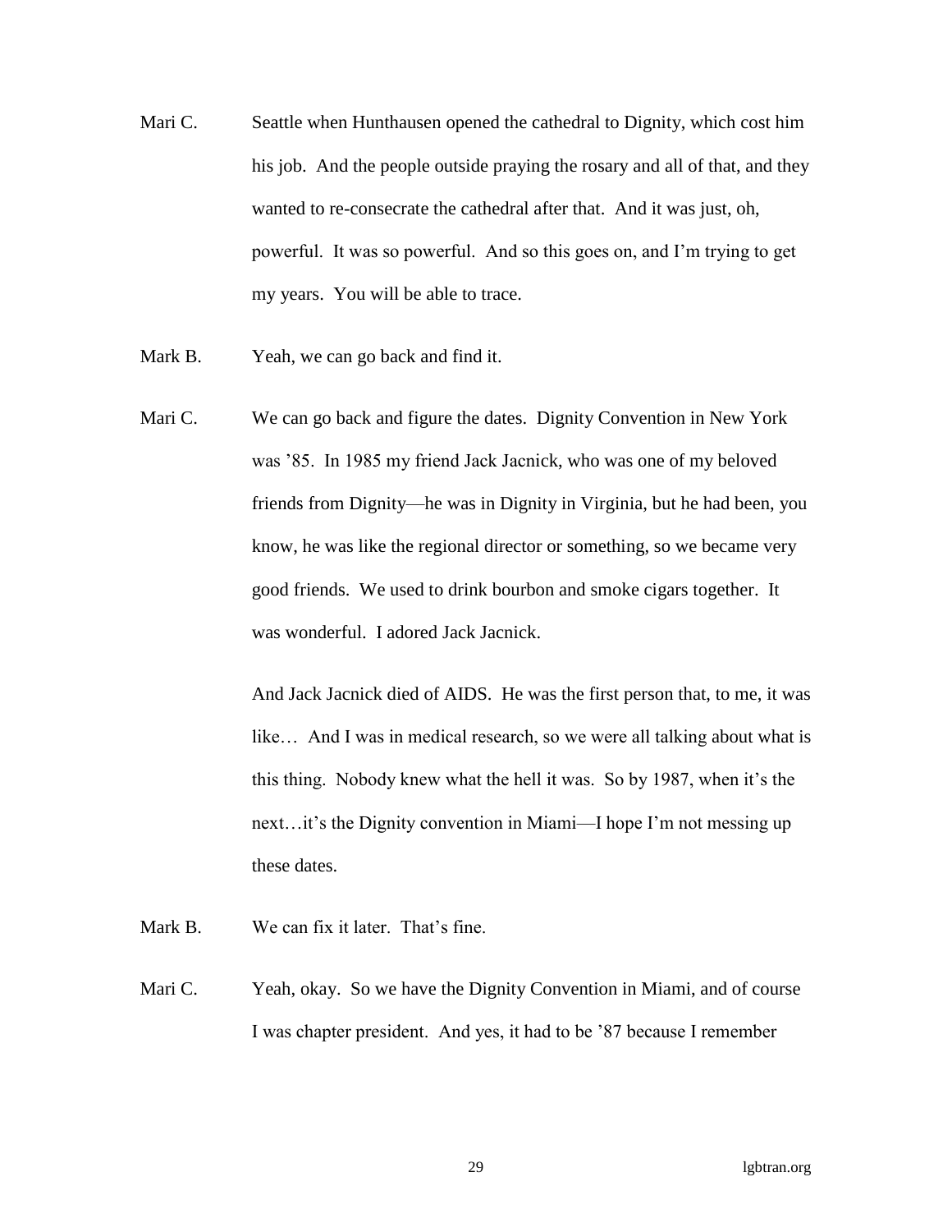Mari C. Seattle when Hunthausen opened the cathedral to Dignity, which cost him his job. And the people outside praying the rosary and all of that, and they wanted to re-consecrate the cathedral after that. And it was just, oh, powerful. It was so powerful. And so this goes on, and I'm trying to get my years. You will be able to trace.

Mark B. Yeah, we can go back and find it.

Mari C. We can go back and figure the dates. Dignity Convention in New York was '85. In 1985 my friend Jack Jacnick, who was one of my beloved friends from Dignity—he was in Dignity in Virginia, but he had been, you know, he was like the regional director or something, so we became very good friends. We used to drink bourbon and smoke cigars together. It was wonderful. I adored Jack Jacnick.

And Jack Jacnick died of AIDS. He was the first person that, to me, it was like… And I was in medical research, so we were all talking about what is this thing. Nobody knew what the hell it was. So by 1987, when it's the next…it's the Dignity convention in Miami—I hope I'm not messing up these dates.

Mark B. We can fix it later. That's fine.

Mari C. Yeah, okay. So we have the Dignity Convention in Miami, and of course I was chapter president. And yes, it had to be '87 because I remember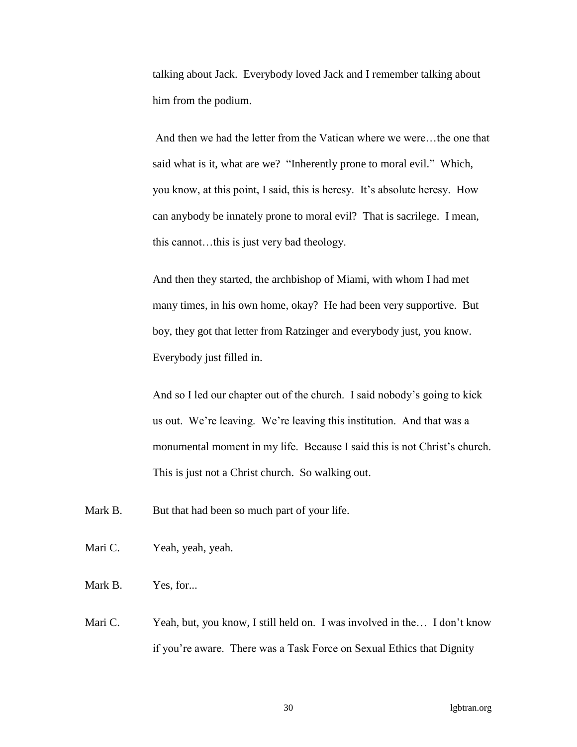talking about Jack. Everybody loved Jack and I remember talking about him from the podium.

And then we had the letter from the Vatican where we were…the one that said what is it, what are we? "Inherently prone to moral evil." Which, you know, at this point, I said, this is heresy. It's absolute heresy. How can anybody be innately prone to moral evil? That is sacrilege. I mean, this cannot…this is just very bad theology.

And then they started, the archbishop of Miami, with whom I had met many times, in his own home, okay? He had been very supportive. But boy, they got that letter from Ratzinger and everybody just, you know. Everybody just filled in.

And so I led our chapter out of the church. I said nobody's going to kick us out. We're leaving. We're leaving this institution. And that was a monumental moment in my life. Because I said this is not Christ's church. This is just not a Christ church. So walking out.

Mark B. But that had been so much part of your life.

Mari C. Yeah, yeah, yeah.

Mark B. Yes, for...

Mari C. Yeah, but, you know, I still held on. I was involved in the… I don't know if you're aware. There was a Task Force on Sexual Ethics that Dignity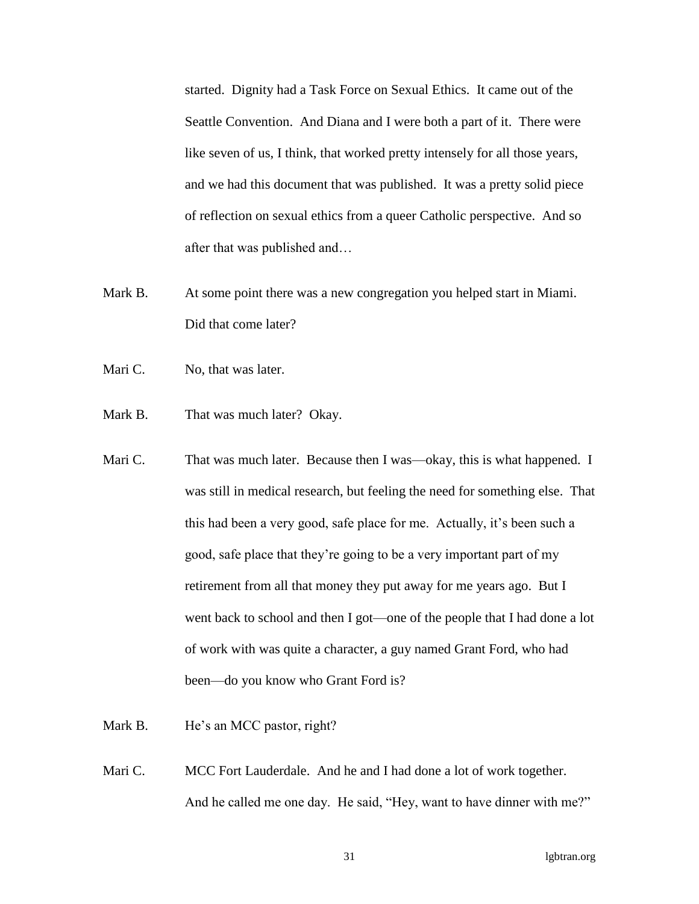started. Dignity had a Task Force on Sexual Ethics. It came out of the Seattle Convention. And Diana and I were both a part of it. There were like seven of us, I think, that worked pretty intensely for all those years, and we had this document that was published. It was a pretty solid piece of reflection on sexual ethics from a queer Catholic perspective. And so after that was published and…

Mark B. At some point there was a new congregation you helped start in Miami. Did that come later?

Mari C. No, that was later.

Mark B. That was much later? Okay.

Mari C. That was much later. Because then I was—okay, this is what happened. I was still in medical research, but feeling the need for something else. That this had been a very good, safe place for me. Actually, it's been such a good, safe place that they're going to be a very important part of my retirement from all that money they put away for me years ago. But I went back to school and then I got—one of the people that I had done a lot of work with was quite a character, a guy named Grant Ford, who had been—do you know who Grant Ford is?

Mark B. He's an MCC pastor, right?

Mari C. MCC Fort Lauderdale. And he and I had done a lot of work together. And he called me one day. He said, "Hey, want to have dinner with me?"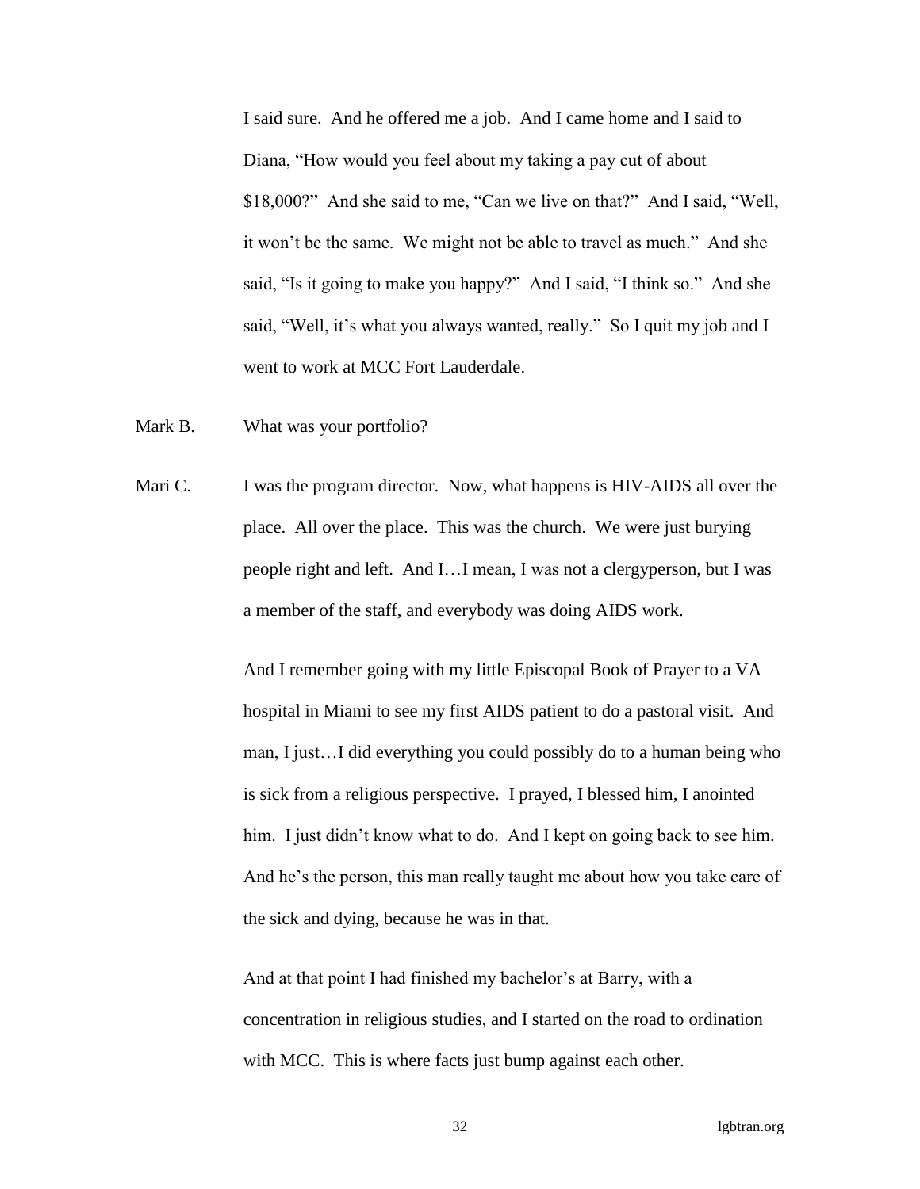I said sure. And he offered me a job. And I came home and I said to Diana, "How would you feel about my taking a pay cut of about $18,000?" And she said to me, "Can we live on that?" And I said, "Well, it won't be the same. We might not be able to travel as much." And she said, "Is it going to make you happy?" And I said, "I think so." And she said, "Well, it's what you always wanted, really." So I quit my job and I went to work at MCC Fort Lauderdale.

Mark B. What was your portfolio?

Mari C. I was the program director. Now, what happens is HIV-AIDS all over the place. All over the place. This was the church. We were just burying people right and left. And I…I mean, I was not a clergyperson, but I was a member of the staff, and everybody was doing AIDS work.

And I remember going with my little Episcopal Book of Prayer to a VA hospital in Miami to see my first AIDS patient to do a pastoral visit. And man, I just…I did everything you could possibly do to a human being who is sick from a religious perspective. I prayed, I blessed him, I anointed him. I just didn't know what to do. And I kept on going back to see him. And he's the person, this man really taught me about how you take care of the sick and dying, because he was in that.

And at that point I had finished my bachelor's at Barry, with a concentration in religious studies, and I started on the road to ordination with MCC. This is where facts just bump against each other.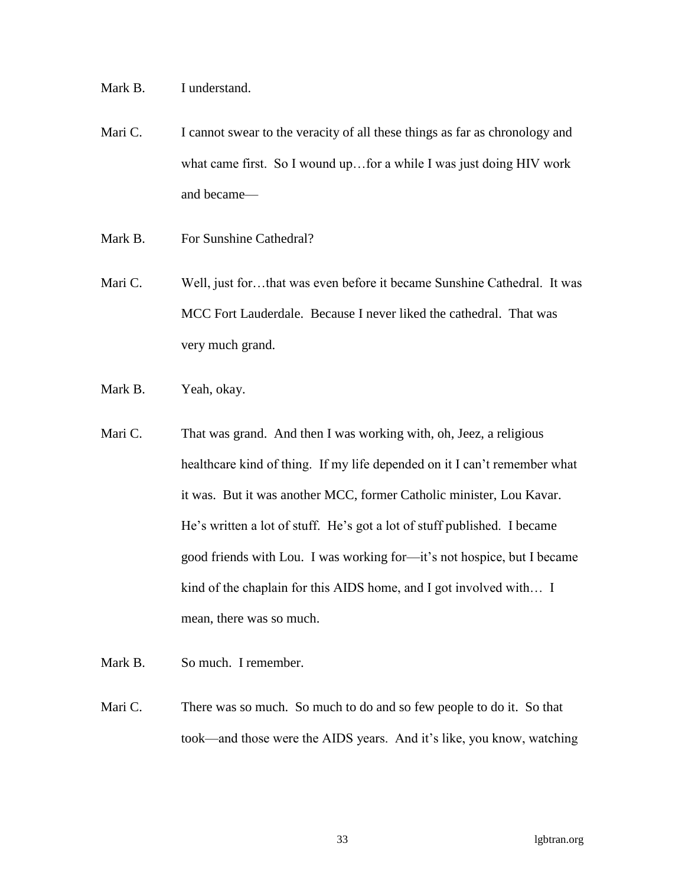Mark B. I understand.

Mari C. I cannot swear to the veracity of all these things as far as chronology and what came first. So I wound up…for a while I was just doing HIV work and became—

Mark B. For Sunshine Cathedral?

Mari C. Well, just for…that was even before it became Sunshine Cathedral. It was MCC Fort Lauderdale. Because I never liked the cathedral. That was very much grand.

Mark B. Yeah, okay.

Mari C. That was grand. And then I was working with, oh, Jeez, a religious healthcare kind of thing. If my life depended on it I can't remember what it was. But it was another MCC, former Catholic minister, Lou Kavar. He's written a lot of stuff. He's got a lot of stuff published. I became good friends with Lou. I was working for—it's not hospice, but I became kind of the chaplain for this AIDS home, and I got involved with… I mean, there was so much.

Mark B. So much. I remember.

Mari C. There was so much. So much to do and so few people to do it. So that took—and those were the AIDS years. And it's like, you know, watching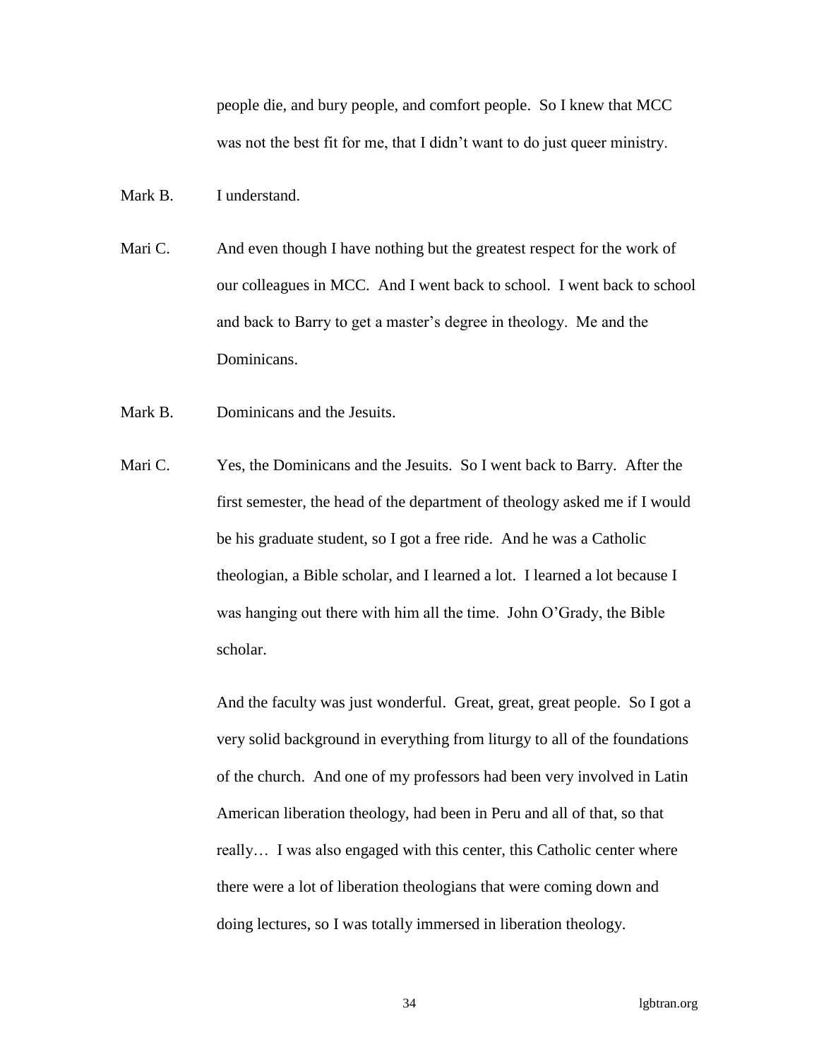people die, and bury people, and comfort people. So I knew that MCC was not the best fit for me, that I didn't want to do just queer ministry.

Mark B. I understand.

Mari C. And even though I have nothing but the greatest respect for the work of our colleagues in MCC. And I went back to school. I went back to school and back to Barry to get a master's degree in theology. Me and the Dominicans.

Mark B. Dominicans and the Jesuits.

Mari C. Yes, the Dominicans and the Jesuits. So I went back to Barry. After the first semester, the head of the department of theology asked me if I would be his graduate student, so I got a free ride. And he was a Catholic theologian, a Bible scholar, and I learned a lot. I learned a lot because I was hanging out there with him all the time. John O'Grady, the Bible scholar.

And the faculty was just wonderful. Great, great, great people. So I got a very solid background in everything from liturgy to all of the foundations of the church. And one of my professors had been very involved in Latin American liberation theology, had been in Peru and all of that, so that really… I was also engaged with this center, this Catholic center where there were a lot of liberation theologians that were coming down and doing lectures, so I was totally immersed in liberation theology.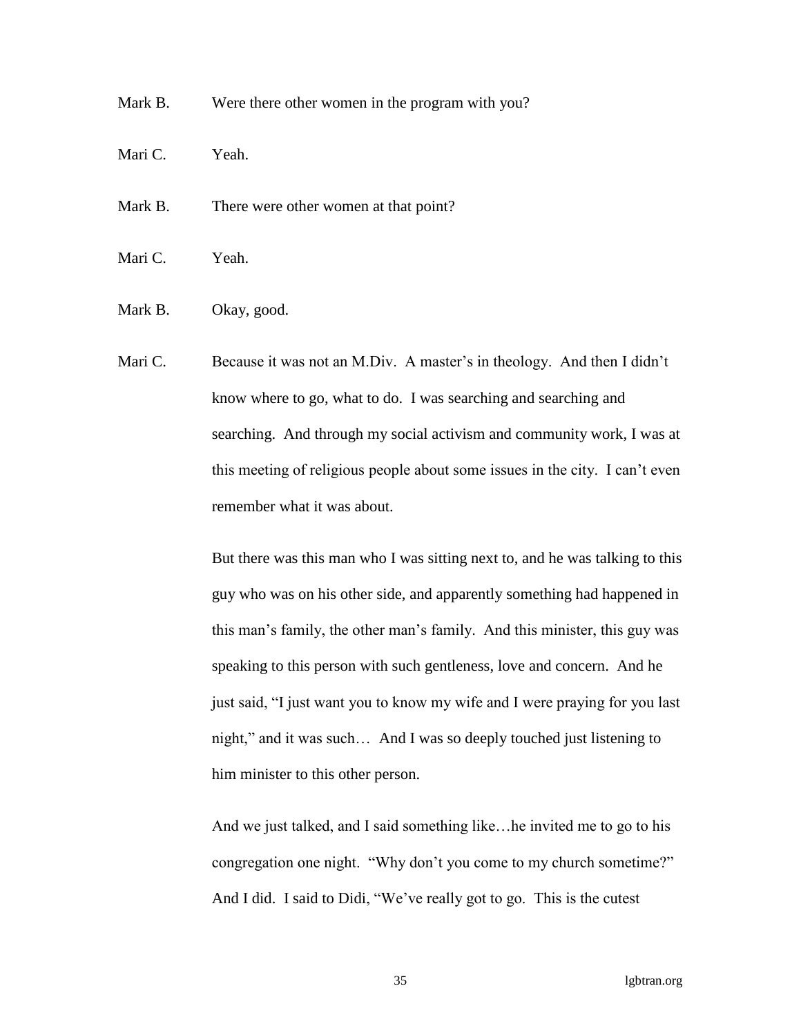Mark B. Were there other women in the program with you?

Mari C. Yeah.

Mark B. There were other women at that point?

Mari C. Yeah.

Mark B. Okay, good.

Mari C. Because it was not an M.Div. A master's in theology. And then I didn't know where to go, what to do. I was searching and searching and searching. And through my social activism and community work, I was at this meeting of religious people about some issues in the city. I can't even remember what it was about.

But there was this man who I was sitting next to, and he was talking to this guy who was on his other side, and apparently something had happened in this man's family, the other man's family. And this minister, this guy was speaking to this person with such gentleness, love and concern. And he just said, "I just want you to know my wife and I were praying for you last night," and it was such… And I was so deeply touched just listening to him minister to this other person.

And we just talked, and I said something like…he invited me to go to his congregation one night. "Why don't you come to my church sometime?" And I did. I said to Didi, "We've really got to go. This is the cutest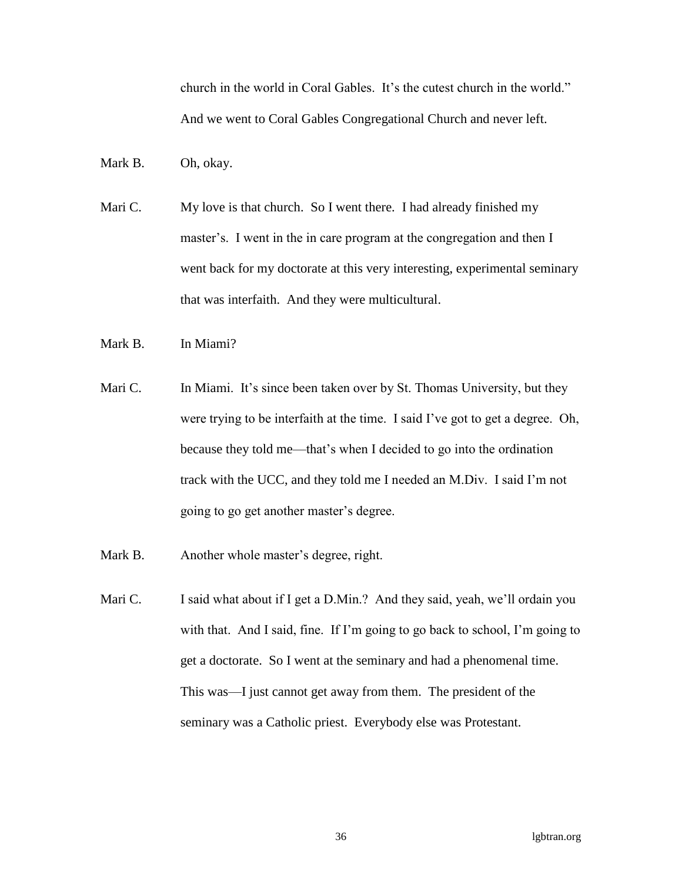church in the world in Coral Gables. It's the cutest church in the world." And we went to Coral Gables Congregational Church and never left.

Mark B. Oh, okay.

Mari C. My love is that church. So I went there. I had already finished my master's. I went in the in care program at the congregation and then I went back for my doctorate at this very interesting, experimental seminary that was interfaith. And they were multicultural.

Mark B. In Miami?

Mari C. In Miami. It's since been taken over by St. Thomas University, but they were trying to be interfaith at the time. I said I've got to get a degree. Oh, because they told me—that's when I decided to go into the ordination track with the UCC, and they told me I needed an M.Div. I said I'm not going to go get another master's degree.

Mark B. Another whole master's degree, right.

Mari C. I said what about if I get a D.Min.? And they said, yeah, we'll ordain you with that. And I said, fine. If I'm going to go back to school, I'm going to get a doctorate. So I went at the seminary and had a phenomenal time. This was—I just cannot get away from them. The president of the seminary was a Catholic priest. Everybody else was Protestant.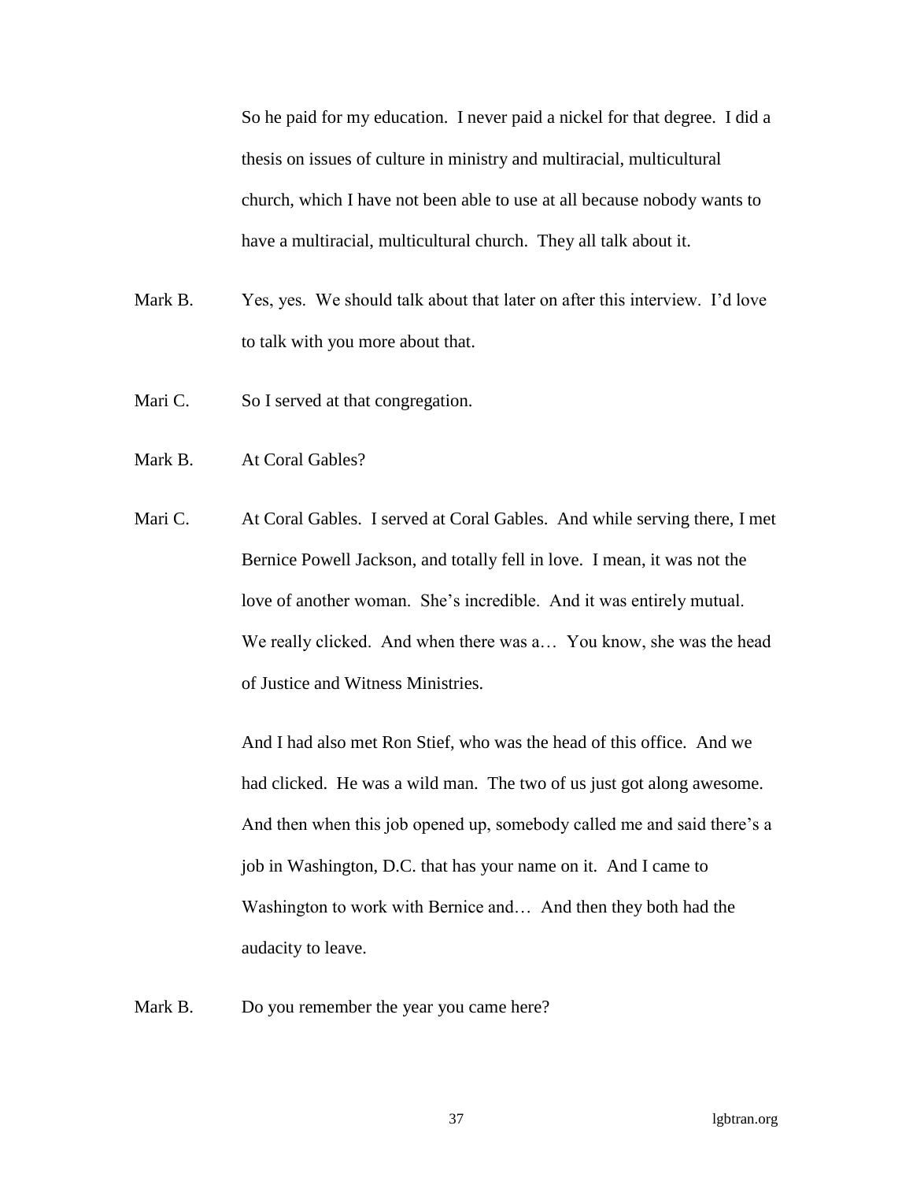So he paid for my education. I never paid a nickel for that degree. I did a thesis on issues of culture in ministry and multiracial, multicultural church, which I have not been able to use at all because nobody wants to have a multiracial, multicultural church. They all talk about it.

Mark B. Yes, yes. We should talk about that later on after this interview. I'd love to talk with you more about that.

Mari C. So I served at that congregation.

Mark B. At Coral Gables?

Mari C. At Coral Gables. I served at Coral Gables. And while serving there, I met Bernice Powell Jackson, and totally fell in love. I mean, it was not the love of another woman. She's incredible. And it was entirely mutual. We really clicked. And when there was a… You know, she was the head of Justice and Witness Ministries.

And I had also met Ron Stief, who was the head of this office. And we had clicked. He was a wild man. The two of us just got along awesome. And then when this job opened up, somebody called me and said there's a job in Washington, D.C. that has your name on it. And I came to Washington to work with Bernice and… And then they both had the audacity to leave.

Mark B. Do you remember the year you came here?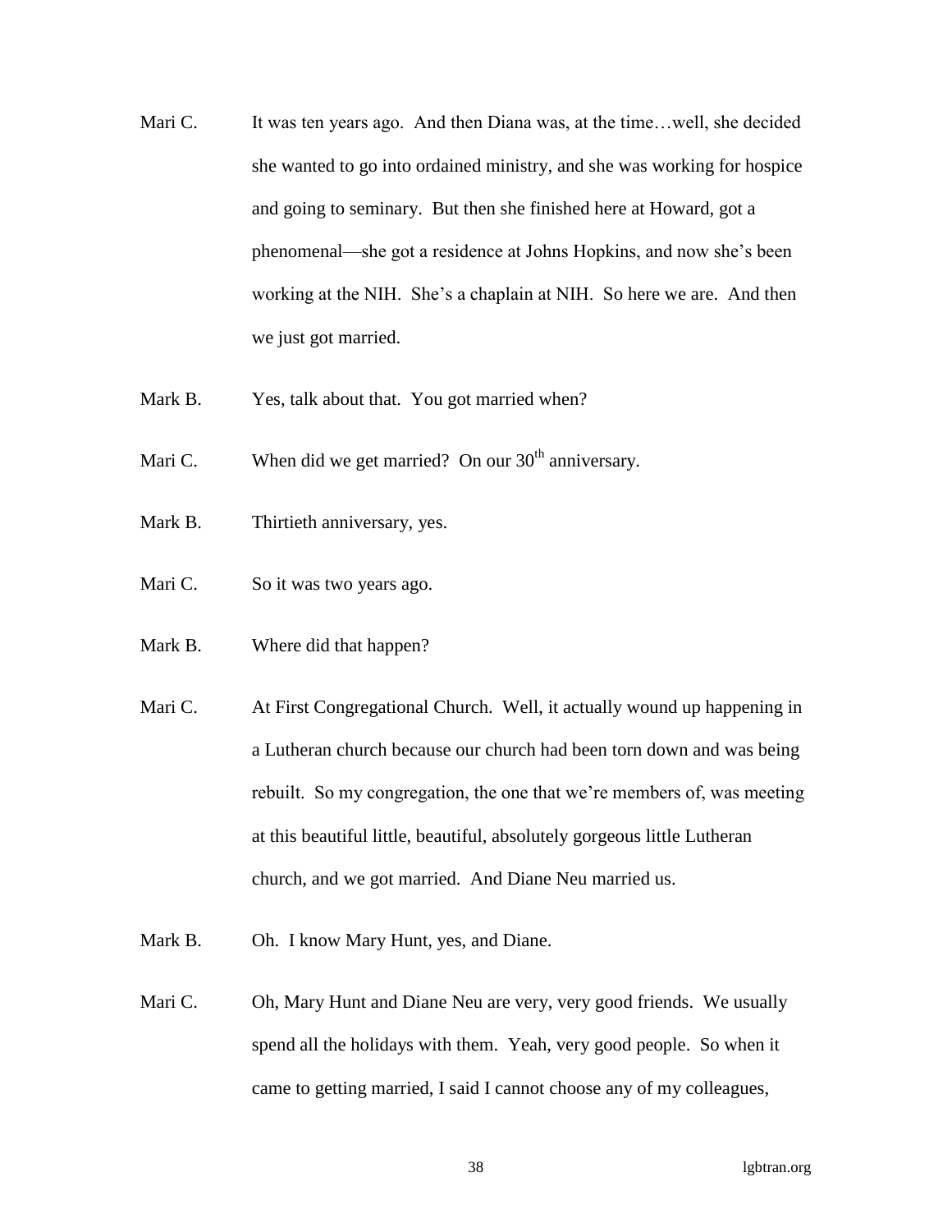Mari C. It was ten years ago. And then Diana was, at the time…well, she decided she wanted to go into ordained ministry, and she was working for hospice and going to seminary. But then she finished here at Howard, got a phenomenal—she got a residence at Johns Hopkins, and now she's been working at the NIH. She's a chaplain at NIH. So here we are. And then we just got married.

Mark B. Yes, talk about that. You got married when?

Mari C. When did we get married? On our 30th anniversary.

Mark B. Thirtieth anniversary, yes.

Mari C. So it was two years ago.

Mark B. Where did that happen?

Mari C. At First Congregational Church. Well, it actually wound up happening in a Lutheran church because our church had been torn down and was being rebuilt. So my congregation, the one that we're members of, was meeting at this beautiful little, beautiful, absolutely gorgeous little Lutheran church, and we got married. And Diane Neu married us.

Mark B. Oh. I know Mary Hunt, yes, and Diane.

Mari C. Oh, Mary Hunt and Diane Neu are very, very good friends. We usually spend all the holidays with them. Yeah, very good people. So when it came to getting married, I said I cannot choose any of my colleagues,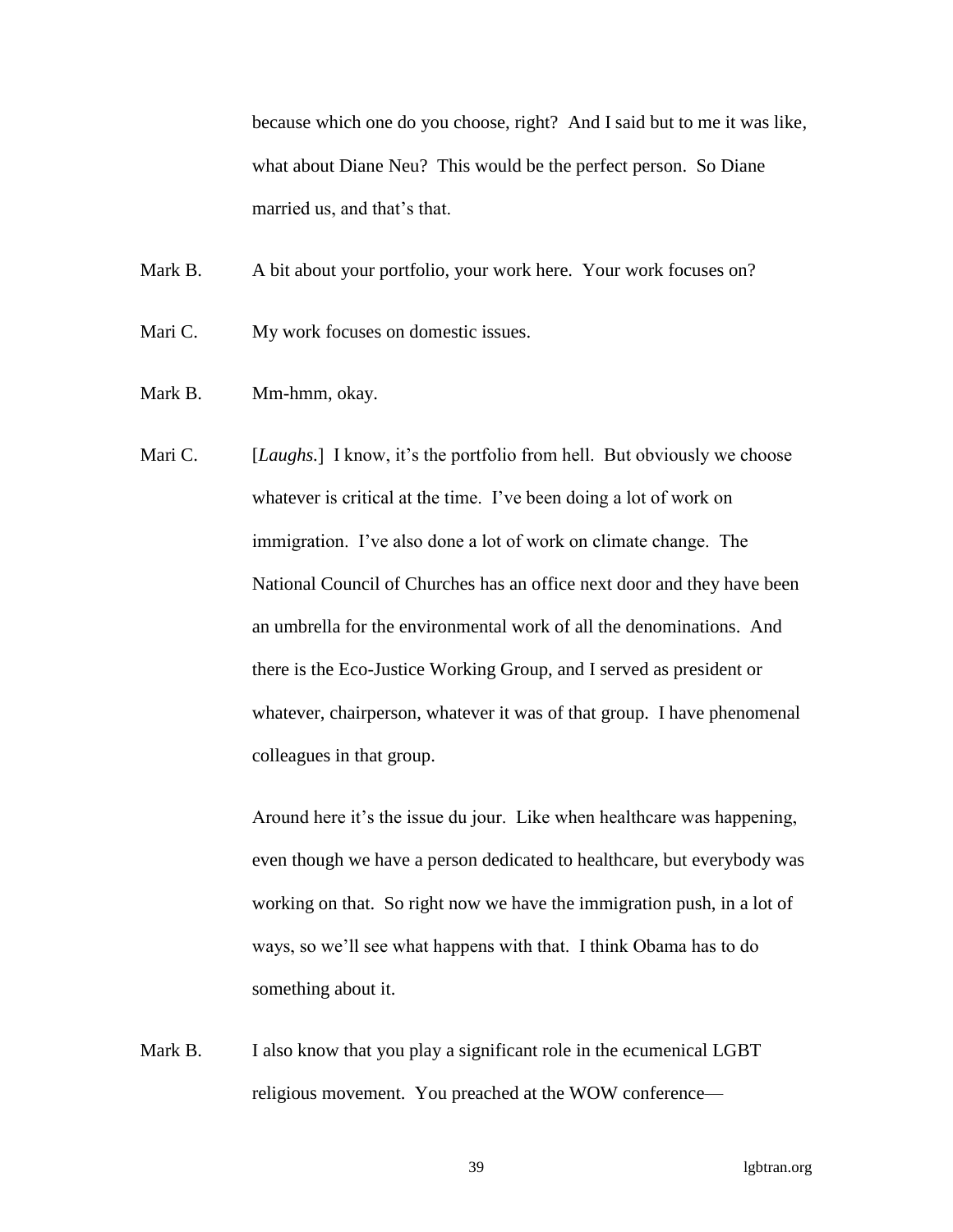because which one do you choose, right? And I said but to me it was like, what about Diane Neu? This would be the perfect person. So Diane married us, and that's that.

Mark B. A bit about your portfolio, your work here. Your work focuses on?

Mari C. My work focuses on domestic issues.

Mark B. Mm-hmm, okay.

Mari C. [*Laughs.*] I know, it's the portfolio from hell. But obviously we choose whatever is critical at the time. I've been doing a lot of work on immigration. I've also done a lot of work on climate change. The National Council of Churches has an office next door and they have been an umbrella for the environmental work of all the denominations. And there is the Eco-Justice Working Group, and I served as president or whatever, chairperson, whatever it was of that group. I have phenomenal colleagues in that group.

Around here it's the issue du jour. Like when healthcare was happening, even though we have a person dedicated to healthcare, but everybody was working on that. So right now we have the immigration push, in a lot of ways, so we'll see what happens with that. I think Obama has to do something about it.

Mark B. I also know that you play a significant role in the ecumenical LGBT religious movement. You preached at the WOW conference—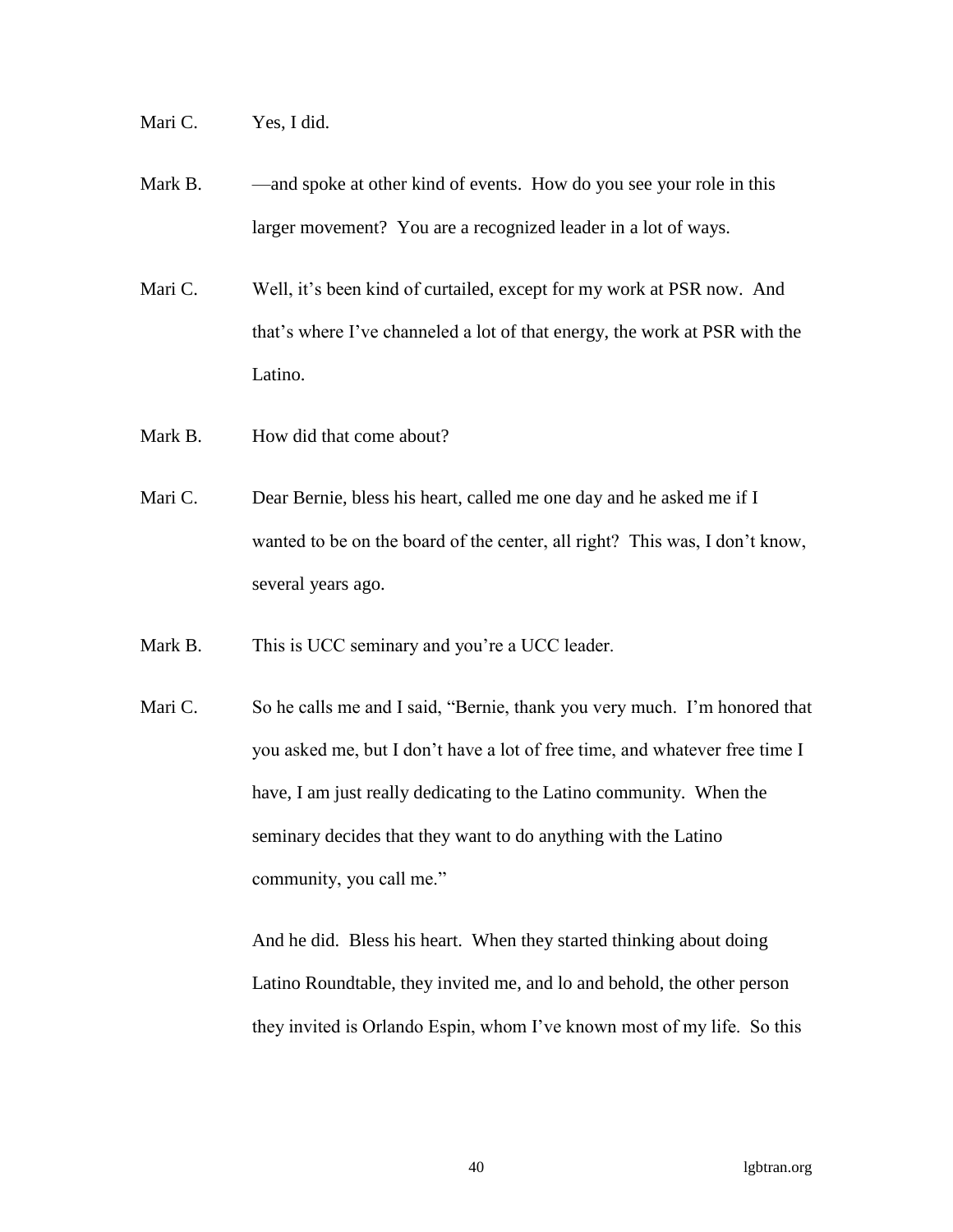Mari C. Yes, I did.

Mark B. —and spoke at other kind of events. How do you see your role in this larger movement? You are a recognized leader in a lot of ways.

Mari C. Well, it's been kind of curtailed, except for my work at PSR now. And that's where I've channeled a lot of that energy, the work at PSR with the Latino.

Mark B. How did that come about?

Mari C. Dear Bernie, bless his heart, called me one day and he asked me if I wanted to be on the board of the center, all right? This was, I don't know, several years ago.

Mark B. This is UCC seminary and you're a UCC leader.

Mari C. So he calls me and I said, "Bernie, thank you very much. I'm honored that you asked me, but I don't have a lot of free time, and whatever free time I have, I am just really dedicating to the Latino community. When the seminary decides that they want to do anything with the Latino community, you call me."

And he did. Bless his heart. When they started thinking about doing Latino Roundtable, they invited me, and lo and behold, the other person they invited is Orlando Espin, whom I've known most of my life. So this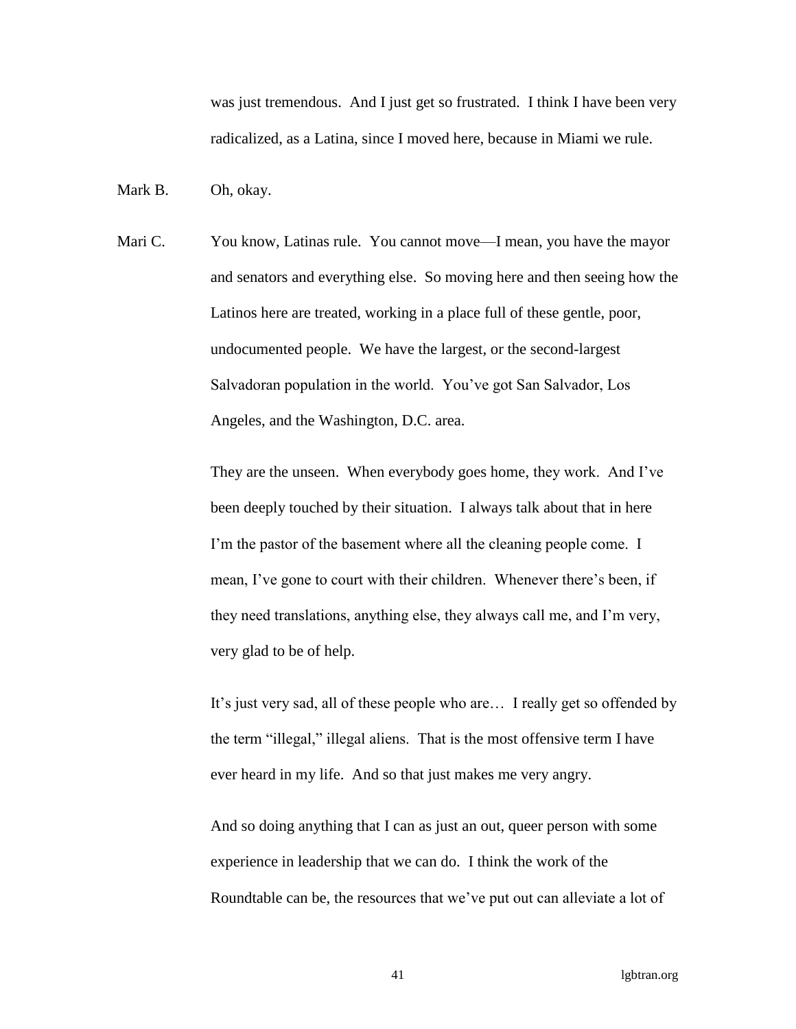was just tremendous. And I just get so frustrated. I think I have been very radicalized, as a Latina, since I moved here, because in Miami we rule.

Mark B. Oh, okay.

Mari C. You know, Latinas rule. You cannot move—I mean, you have the mayor and senators and everything else. So moving here and then seeing how the Latinos here are treated, working in a place full of these gentle, poor, undocumented people. We have the largest, or the second-largest Salvadoran population in the world. You've got San Salvador, Los Angeles, and the Washington, D.C. area.

They are the unseen. When everybody goes home, they work. And I've been deeply touched by their situation. I always talk about that in here I'm the pastor of the basement where all the cleaning people come. I mean, I've gone to court with their children. Whenever there's been, if they need translations, anything else, they always call me, and I'm very, very glad to be of help.

It's just very sad, all of these people who are… I really get so offended by the term "illegal," illegal aliens. That is the most offensive term I have ever heard in my life. And so that just makes me very angry.

And so doing anything that I can as just an out, queer person with some experience in leadership that we can do. I think the work of the Roundtable can be, the resources that we've put out can alleviate a lot of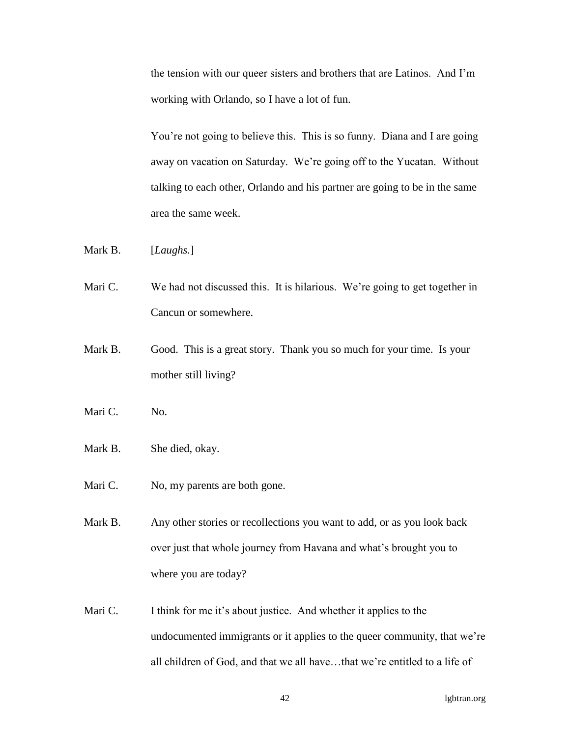the tension with our queer sisters and brothers that are Latinos. And I'm working with Orlando, so I have a lot of fun.

You're not going to believe this. This is so funny. Diana and I are going away on vacation on Saturday. We're going off to the Yucatan. Without talking to each other, Orlando and his partner are going to be in the same area the same week.

Mark B. [*Laughs.*]

Mari C. We had not discussed this. It is hilarious. We're going to get together in Cancun or somewhere.

Mark B. Good. This is a great story. Thank you so much for your time. Is your mother still living?

Mari C. No.

Mark B. She died, okay.

Mari C. No, my parents are both gone.

Mark B. Any other stories or recollections you want to add, or as you look back over just that whole journey from Havana and what's brought you to where you are today?

Mari C. I think for me it's about justice. And whether it applies to the undocumented immigrants or it applies to the queer community, that we're all children of God, and that we all have…that we're entitled to a life of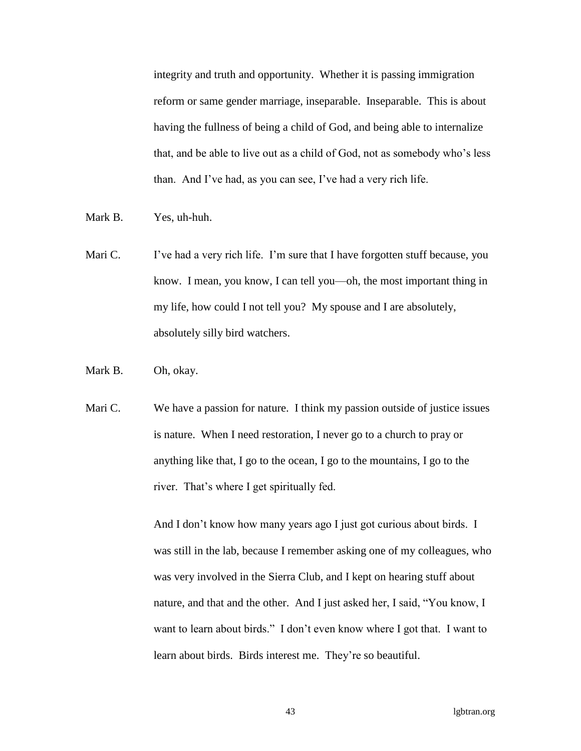integrity and truth and opportunity. Whether it is passing immigration reform or same gender marriage, inseparable. Inseparable. This is about having the fullness of being a child of God, and being able to internalize that, and be able to live out as a child of God, not as somebody who's less than. And I've had, as you can see, I've had a very rich life.

Mark B. Yes, uh-huh.

Mari C. I've had a very rich life. I'm sure that I have forgotten stuff because, you know. I mean, you know, I can tell you—oh, the most important thing in my life, how could I not tell you? My spouse and I are absolutely, absolutely silly bird watchers.

Mark B. Oh, okay.

Mari C. We have a passion for nature. I think my passion outside of justice issues is nature. When I need restoration, I never go to a church to pray or anything like that, I go to the ocean, I go to the mountains, I go to the river. That's where I get spiritually fed.

And I don't know how many years ago I just got curious about birds. I was still in the lab, because I remember asking one of my colleagues, who was very involved in the Sierra Club, and I kept on hearing stuff about nature, and that and the other. And I just asked her, I said, "You know, I want to learn about birds." I don't even know where I got that. I want to learn about birds. Birds interest me. They're so beautiful.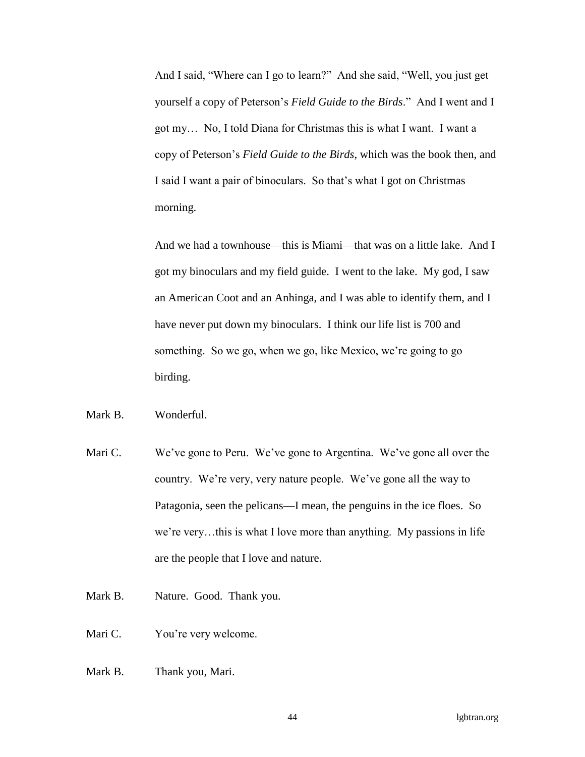And I said, "Where can I go to learn?" And she said, "Well, you just get yourself a copy of Peterson's *Field Guide to the Birds*." And I went and I got my… No, I told Diana for Christmas this is what I want. I want a copy of Peterson's *Field Guide to the Birds*, which was the book then, and I said I want a pair of binoculars. So that's what I got on Christmas morning.

And we had a townhouse—this is Miami—that was on a little lake. And I got my binoculars and my field guide. I went to the lake. My god, I saw an American Coot and an Anhinga, and I was able to identify them, and I have never put down my binoculars. I think our life list is 700 and something. So we go, when we go, like Mexico, we're going to go birding.

Mark B. Wonderful.

Mari C. We've gone to Peru. We've gone to Argentina. We've gone all over the country. We're very, very nature people. We've gone all the way to Patagonia, seen the pelicans—I mean, the penguins in the ice floes. So we're very…this is what I love more than anything. My passions in life are the people that I love and nature.

Mark B. Nature. Good. Thank you.

Mari C. You're very welcome.

Mark B. Thank you, Mari.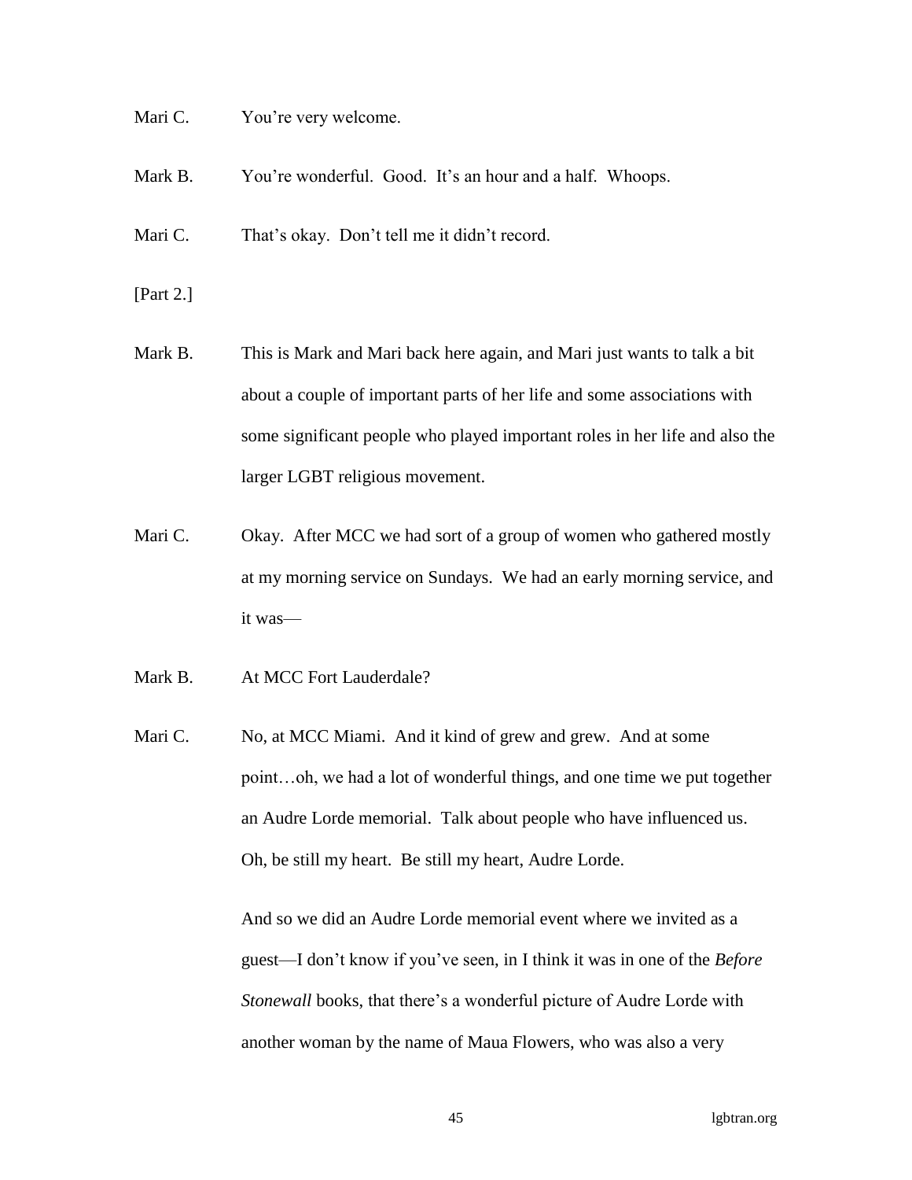Mari C. You're very welcome.

Mark B. You're wonderful. Good. It's an hour and a half. Whoops.

Mari C. That's okay. Don't tell me it didn't record.

[Part 2.]

Mark B. This is Mark and Mari back here again, and Mari just wants to talk a bit about a couple of important parts of her life and some associations with some significant people who played important roles in her life and also the larger LGBT religious movement.

Mari C. Okay. After MCC we had sort of a group of women who gathered mostly at my morning service on Sundays. We had an early morning service, and it was—

Mark B. At MCC Fort Lauderdale?

Mari C. No, at MCC Miami. And it kind of grew and grew. And at some point…oh, we had a lot of wonderful things, and one time we put together an Audre Lorde memorial. Talk about people who have influenced us. Oh, be still my heart. Be still my heart, Audre Lorde.

And so we did an Audre Lorde memorial event where we invited as a guest—I don't know if you've seen, in I think it was in one of the *Before Stonewall* books, that there's a wonderful picture of Audre Lorde with another woman by the name of Maua Flowers, who was also a very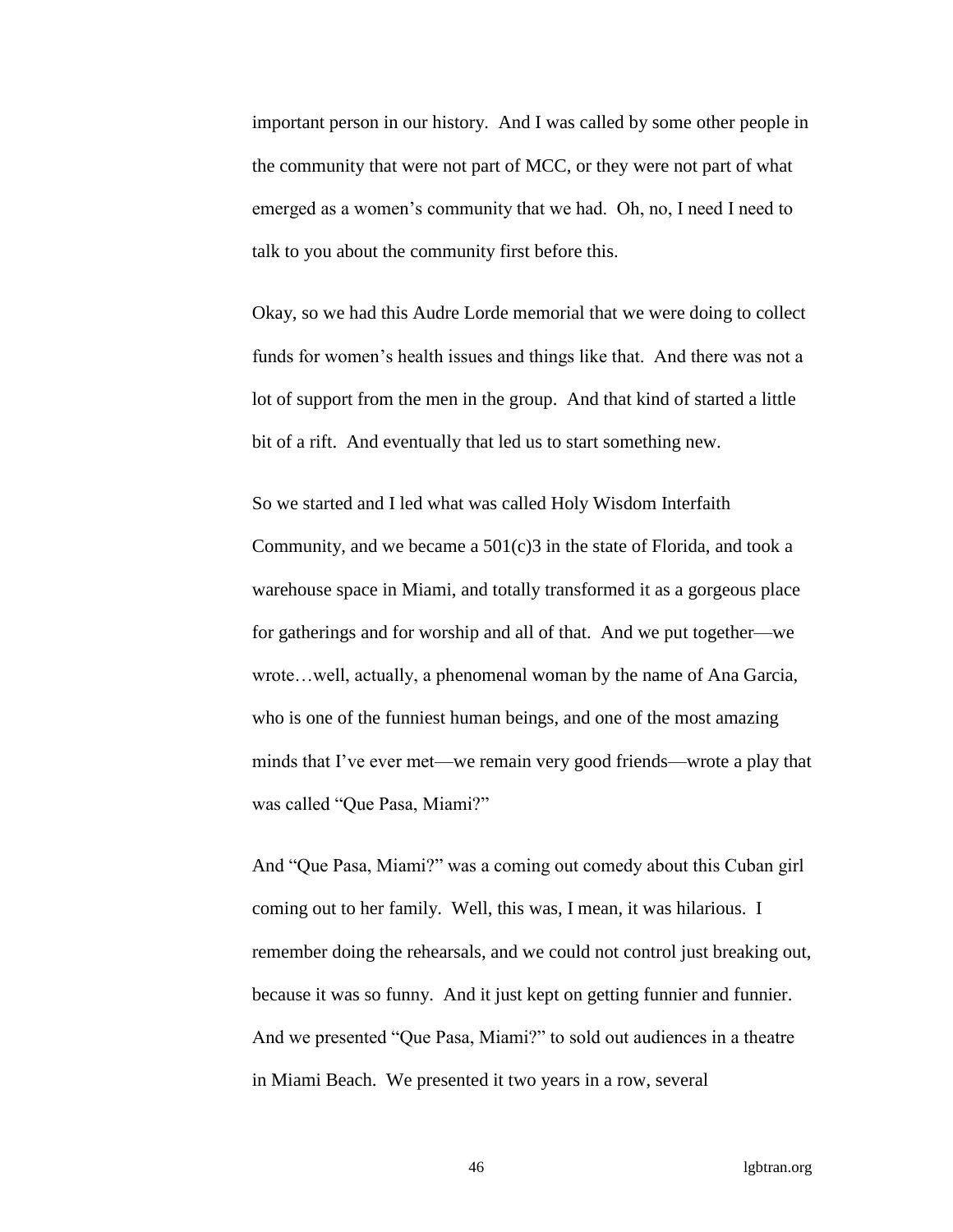important person in our history. And I was called by some other people in the community that were not part of MCC, or they were not part of what emerged as a women's community that we had. Oh, no, I need I need to talk to you about the community first before this.

Okay, so we had this Audre Lorde memorial that we were doing to collect funds for women's health issues and things like that. And there was not a lot of support from the men in the group. And that kind of started a little bit of a rift. And eventually that led us to start something new.

So we started and I led what was called Holy Wisdom Interfaith Community, and we became a 501(c)3 in the state of Florida, and took a warehouse space in Miami, and totally transformed it as a gorgeous place for gatherings and for worship and all of that. And we put together—we wrote…well, actually, a phenomenal woman by the name of Ana Garcia, who is one of the funniest human beings, and one of the most amazing minds that I've ever met—we remain very good friends—wrote a play that was called "Que Pasa, Miami?"

And "Que Pasa, Miami?" was a coming out comedy about this Cuban girl coming out to her family. Well, this was, I mean, it was hilarious. I remember doing the rehearsals, and we could not control just breaking out, because it was so funny. And it just kept on getting funnier and funnier. And we presented "Que Pasa, Miami?" to sold out audiences in a theatre in Miami Beach. We presented it two years in a row, several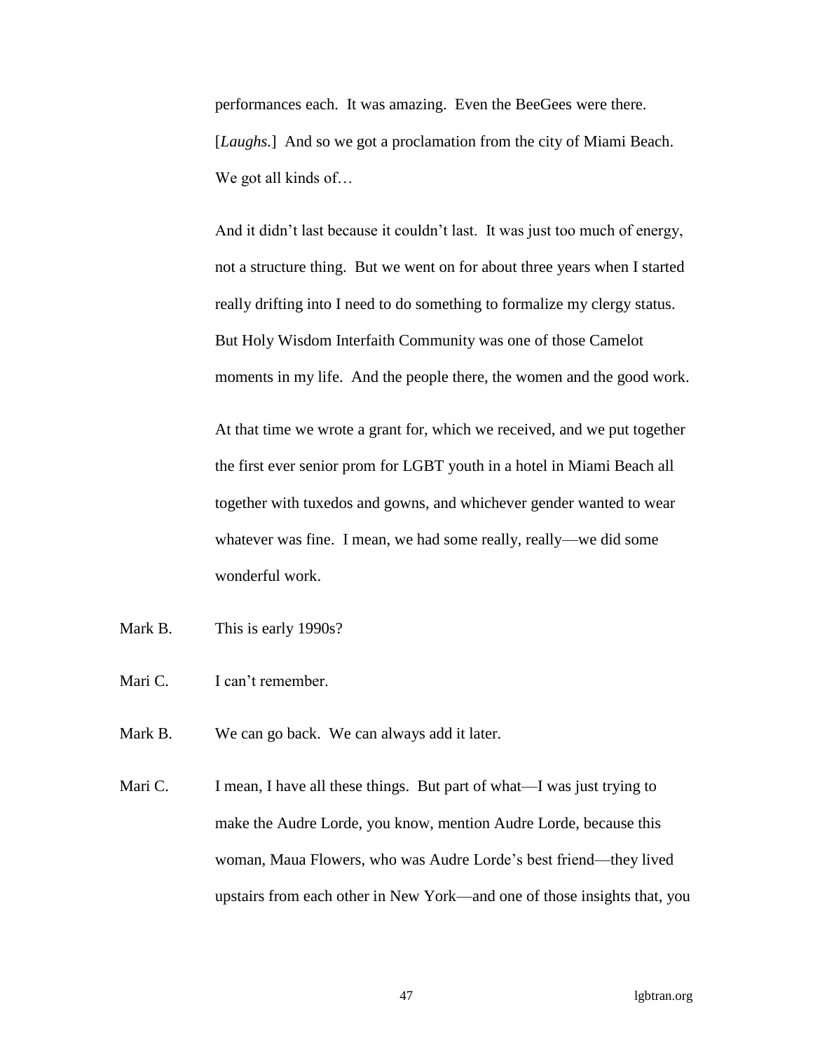performances each. It was amazing. Even the BeeGees were there. [*Laughs.*] And so we got a proclamation from the city of Miami Beach. We got all kinds of…

And it didn't last because it couldn't last. It was just too much of energy, not a structure thing. But we went on for about three years when I started really drifting into I need to do something to formalize my clergy status. But Holy Wisdom Interfaith Community was one of those Camelot moments in my life. And the people there, the women and the good work.

At that time we wrote a grant for, which we received, and we put together the first ever senior prom for LGBT youth in a hotel in Miami Beach all together with tuxedos and gowns, and whichever gender wanted to wear whatever was fine. I mean, we had some really, really—we did some wonderful work.

Mark B. This is early 1990s?

Mari C. I can't remember.

Mark B. We can go back. We can always add it later.

Mari C. I mean, I have all these things. But part of what—I was just trying to make the Audre Lorde, you know, mention Audre Lorde, because this woman, Maua Flowers, who was Audre Lorde's best friend—they lived upstairs from each other in New York—and one of those insights that, you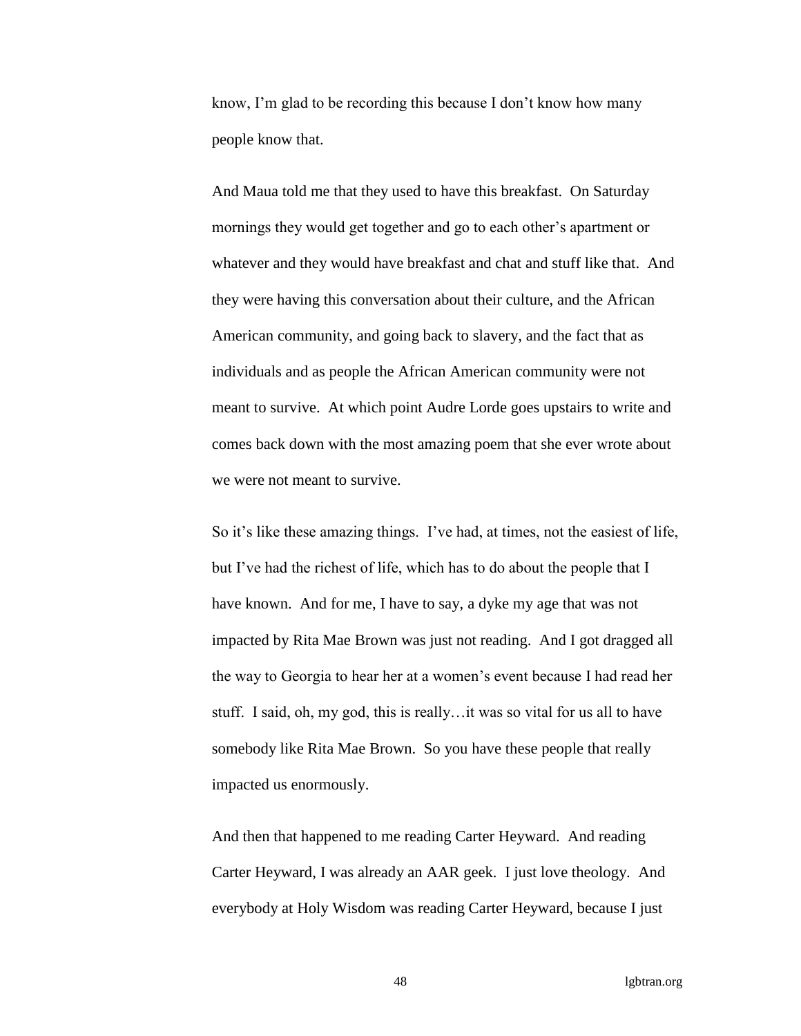know, I'm glad to be recording this because I don't know how many people know that.

And Maua told me that they used to have this breakfast. On Saturday mornings they would get together and go to each other's apartment or whatever and they would have breakfast and chat and stuff like that. And they were having this conversation about their culture, and the African American community, and going back to slavery, and the fact that as individuals and as people the African American community were not meant to survive. At which point Audre Lorde goes upstairs to write and comes back down with the most amazing poem that she ever wrote about we were not meant to survive.

So it's like these amazing things. I've had, at times, not the easiest of life, but I've had the richest of life, which has to do about the people that I have known. And for me, I have to say, a dyke my age that was not impacted by Rita Mae Brown was just not reading. And I got dragged all the way to Georgia to hear her at a women's event because I had read her stuff. I said, oh, my god, this is really…it was so vital for us all to have somebody like Rita Mae Brown. So you have these people that really impacted us enormously.

And then that happened to me reading Carter Heyward. And reading Carter Heyward, I was already an AAR geek. I just love theology. And everybody at Holy Wisdom was reading Carter Heyward, because I just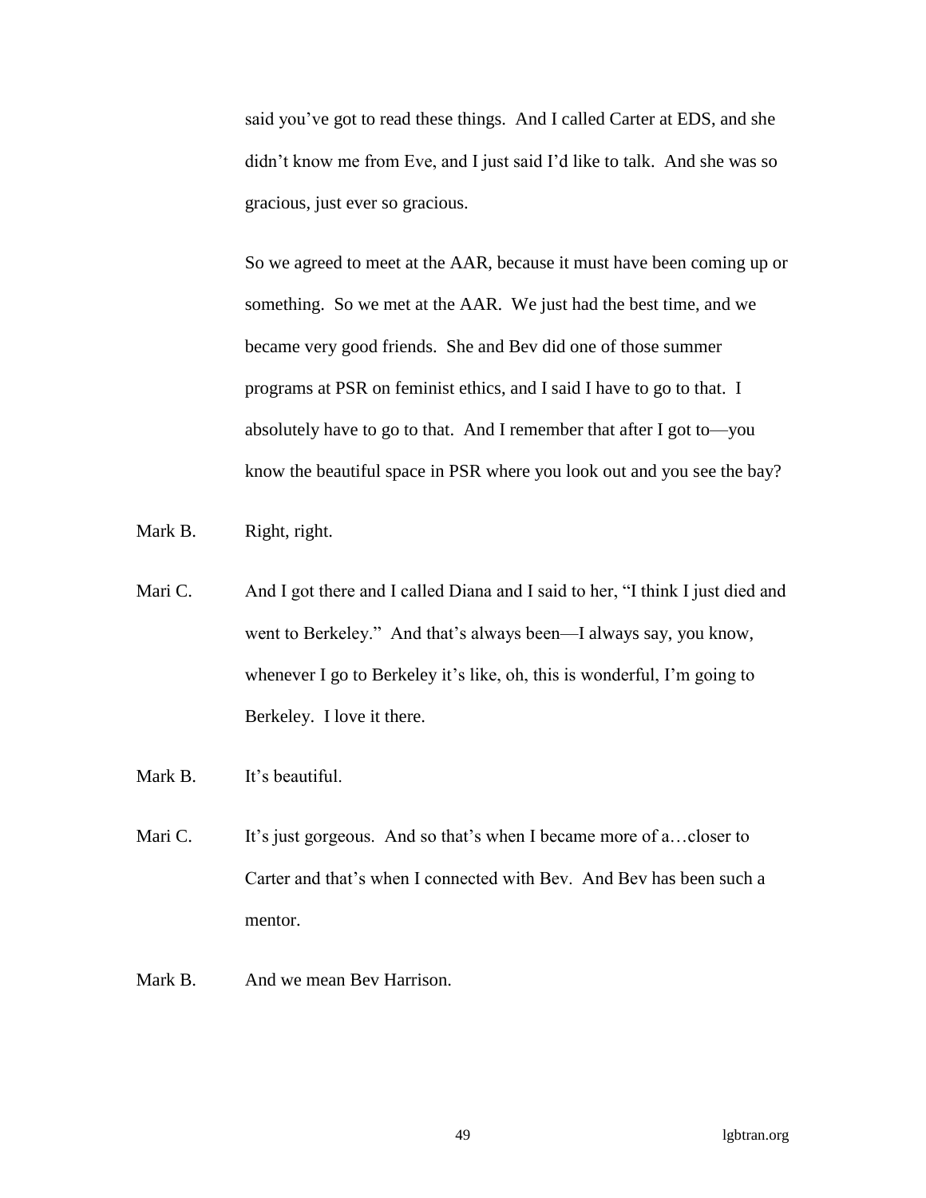said you've got to read these things. And I called Carter at EDS, and she didn't know me from Eve, and I just said I'd like to talk. And she was so gracious, just ever so gracious.

So we agreed to meet at the AAR, because it must have been coming up or something. So we met at the AAR. We just had the best time, and we became very good friends. She and Bev did one of those summer programs at PSR on feminist ethics, and I said I have to go to that. I absolutely have to go to that. And I remember that after I got to—you know the beautiful space in PSR where you look out and you see the bay?

Mark B. Right, right.

Mari C. And I got there and I called Diana and I said to her, "I think I just died and went to Berkeley." And that's always been—I always say, you know, whenever I go to Berkeley it's like, oh, this is wonderful, I'm going to Berkeley. I love it there.

Mark B. It's beautiful.

Mari C. It's just gorgeous. And so that's when I became more of a…closer to Carter and that's when I connected with Bev. And Bev has been such a mentor.

Mark B. And we mean Bev Harrison.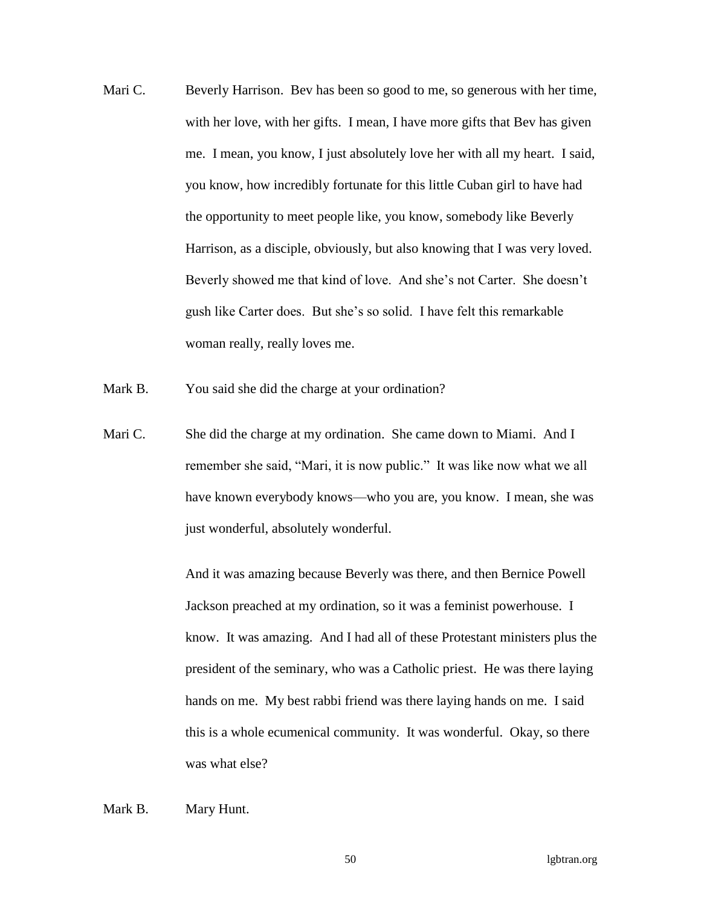Mari C. Beverly Harrison. Bev has been so good to me, so generous with her time, with her love, with her gifts. I mean, I have more gifts that Bev has given me. I mean, you know, I just absolutely love her with all my heart. I said, you know, how incredibly fortunate for this little Cuban girl to have had the opportunity to meet people like, you know, somebody like Beverly Harrison, as a disciple, obviously, but also knowing that I was very loved. Beverly showed me that kind of love. And she's not Carter. She doesn't gush like Carter does. But she's so solid. I have felt this remarkable woman really, really loves me.

Mark B. You said she did the charge at your ordination?

Mari C. She did the charge at my ordination. She came down to Miami. And I remember she said, "Mari, it is now public." It was like now what we all have known everybody knows—who you are, you know. I mean, she was just wonderful, absolutely wonderful.

And it was amazing because Beverly was there, and then Bernice Powell Jackson preached at my ordination, so it was a feminist powerhouse. I know. It was amazing. And I had all of these Protestant ministers plus the president of the seminary, who was a Catholic priest. He was there laying hands on me. My best rabbi friend was there laying hands on me. I said this is a whole ecumenical community. It was wonderful. Okay, so there was what else?

Mark B. Mary Hunt.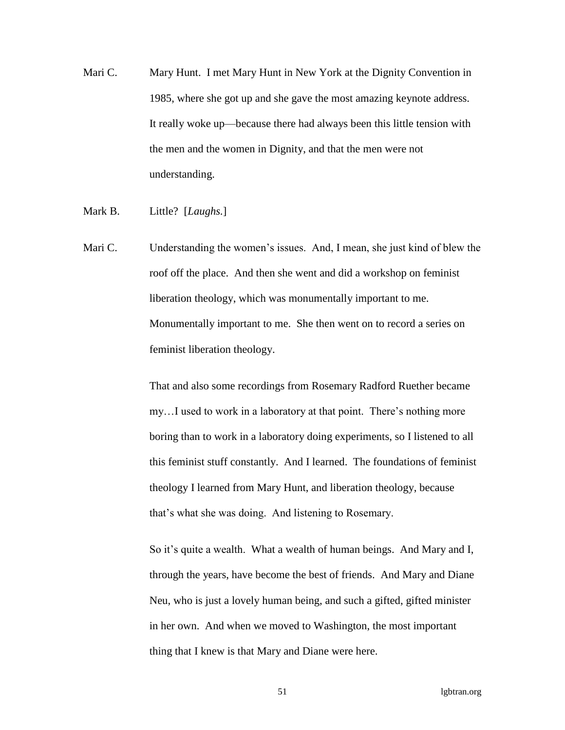Mari C. Mary Hunt. I met Mary Hunt in New York at the Dignity Convention in 1985, where she got up and she gave the most amazing keynote address. It really woke up—because there had always been this little tension with the men and the women in Dignity, and that the men were not understanding.

Mark B. Little? [*Laughs.*]

Mari C. Understanding the women's issues. And, I mean, she just kind of blew the roof off the place. And then she went and did a workshop on feminist liberation theology, which was monumentally important to me. Monumentally important to me. She then went on to record a series on feminist liberation theology.

That and also some recordings from Rosemary Radford Ruether became my…I used to work in a laboratory at that point. There's nothing more boring than to work in a laboratory doing experiments, so I listened to all this feminist stuff constantly. And I learned. The foundations of feminist theology I learned from Mary Hunt, and liberation theology, because that's what she was doing. And listening to Rosemary.

So it's quite a wealth. What a wealth of human beings. And Mary and I, through the years, have become the best of friends. And Mary and Diane Neu, who is just a lovely human being, and such a gifted, gifted minister in her own. And when we moved to Washington, the most important thing that I knew is that Mary and Diane were here.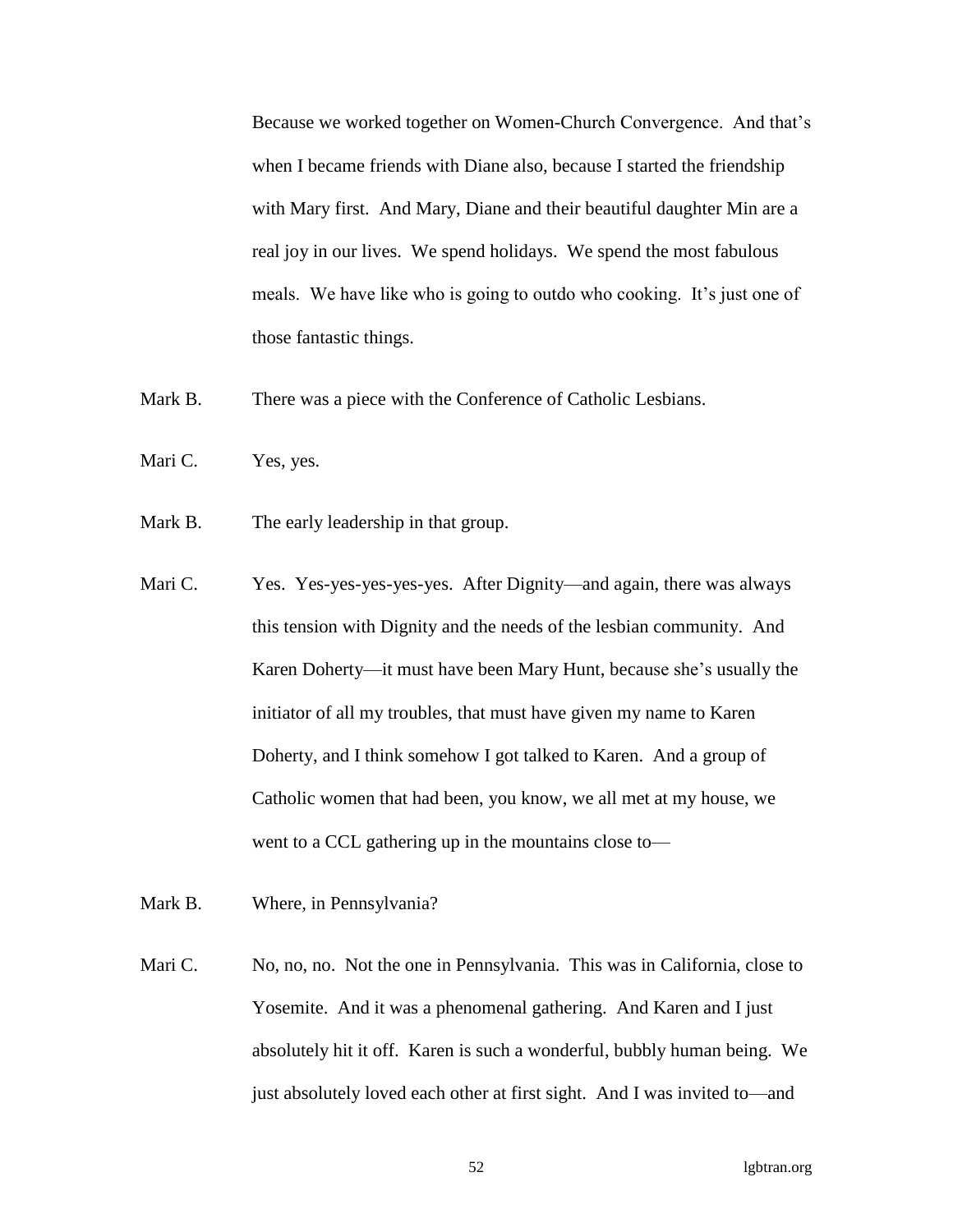Because we worked together on Women-Church Convergence. And that's when I became friends with Diane also, because I started the friendship with Mary first. And Mary, Diane and their beautiful daughter Min are a real joy in our lives. We spend holidays. We spend the most fabulous meals. We have like who is going to outdo who cooking. It's just one of those fantastic things.

Mark B. There was a piece with the Conference of Catholic Lesbians.

Mari C. Yes, yes.

Mark B. The early leadership in that group.

Mari C. Yes. Yes-yes-yes-yes-yes. After Dignity—and again, there was always this tension with Dignity and the needs of the lesbian community. And Karen Doherty—it must have been Mary Hunt, because she's usually the initiator of all my troubles, that must have given my name to Karen Doherty, and I think somehow I got talked to Karen. And a group of Catholic women that had been, you know, we all met at my house, we went to a CCL gathering up in the mountains close to—

Mark B. Where, in Pennsylvania?

Mari C. No, no, no. Not the one in Pennsylvania. This was in California, close to Yosemite. And it was a phenomenal gathering. And Karen and I just absolutely hit it off. Karen is such a wonderful, bubbly human being. We just absolutely loved each other at first sight. And I was invited to—and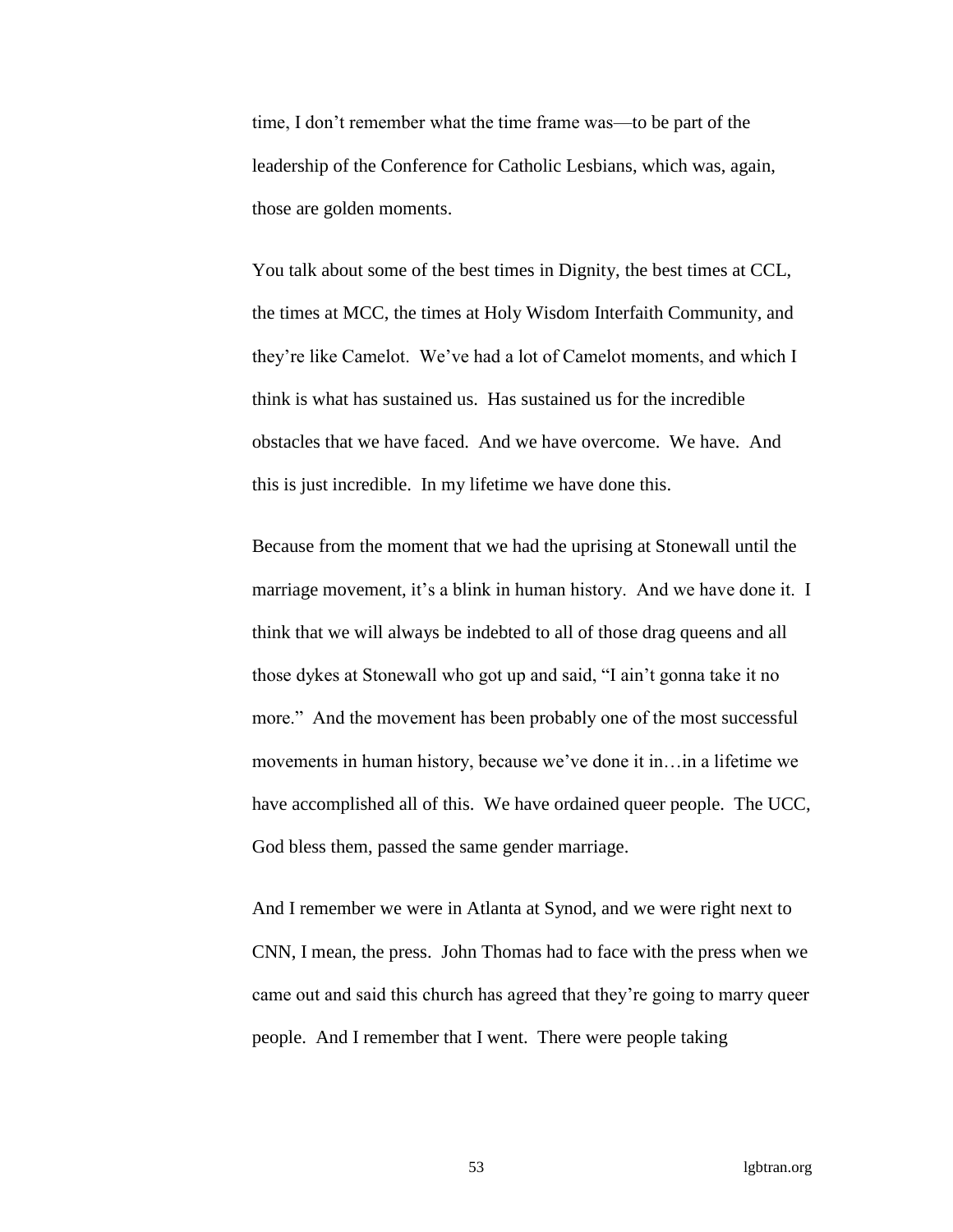time, I don't remember what the time frame was—to be part of the leadership of the Conference for Catholic Lesbians, which was, again, those are golden moments.

You talk about some of the best times in Dignity, the best times at CCL, the times at MCC, the times at Holy Wisdom Interfaith Community, and they're like Camelot. We've had a lot of Camelot moments, and which I think is what has sustained us. Has sustained us for the incredible obstacles that we have faced. And we have overcome. We have. And this is just incredible. In my lifetime we have done this.

Because from the moment that we had the uprising at Stonewall until the marriage movement, it's a blink in human history. And we have done it. I think that we will always be indebted to all of those drag queens and all those dykes at Stonewall who got up and said, "I ain't gonna take it no more." And the movement has been probably one of the most successful movements in human history, because we've done it in…in a lifetime we have accomplished all of this. We have ordained queer people. The UCC, God bless them, passed the same gender marriage.

And I remember we were in Atlanta at Synod, and we were right next to CNN, I mean, the press. John Thomas had to face with the press when we came out and said this church has agreed that they're going to marry queer people. And I remember that I went. There were people taking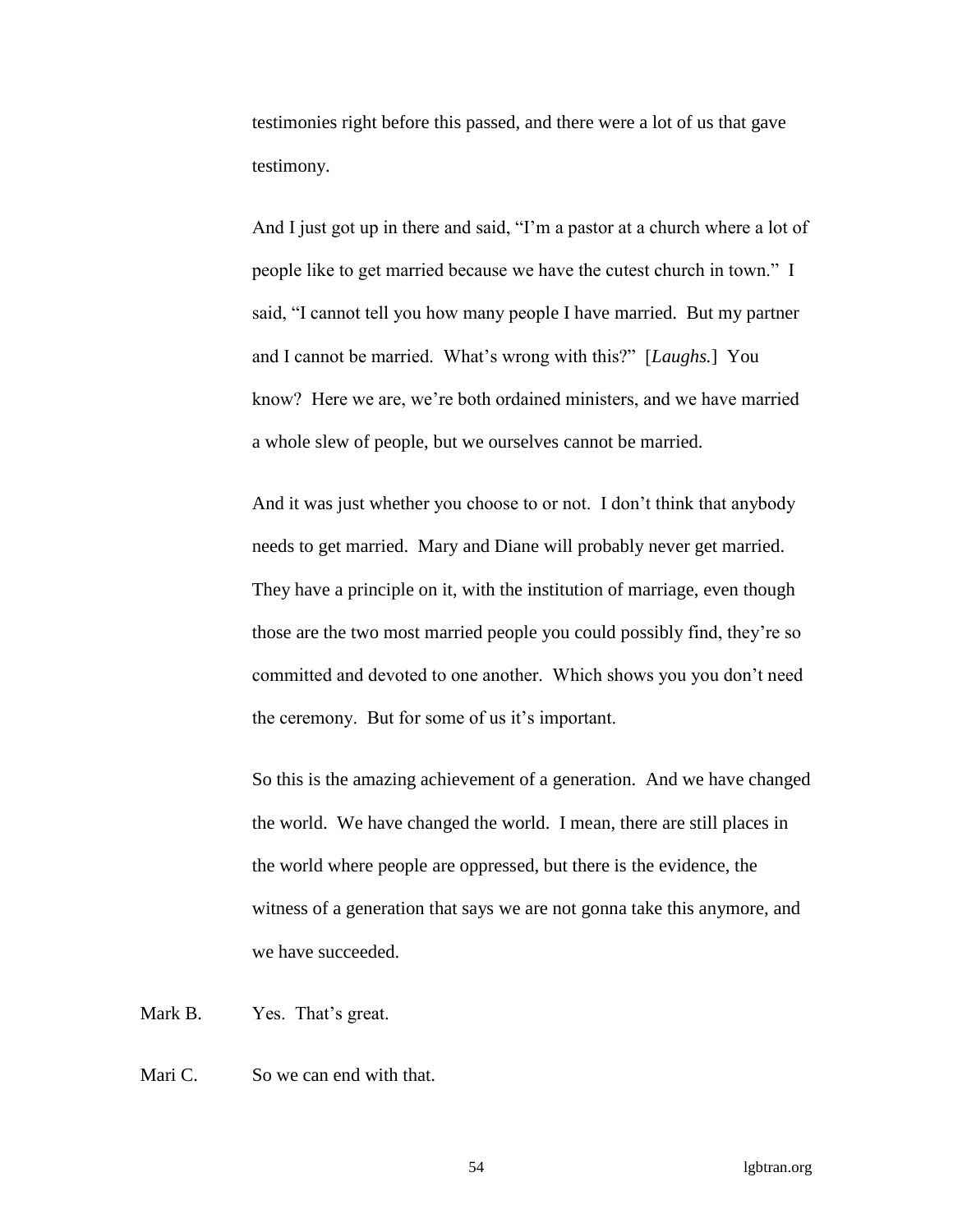testimonies right before this passed, and there were a lot of us that gave testimony.

And I just got up in there and said, "I'm a pastor at a church where a lot of people like to get married because we have the cutest church in town." I said, "I cannot tell you how many people I have married. But my partner and I cannot be married. What's wrong with this?" [*Laughs.*] You know? Here we are, we're both ordained ministers, and we have married a whole slew of people, but we ourselves cannot be married.

And it was just whether you choose to or not. I don't think that anybody needs to get married. Mary and Diane will probably never get married. They have a principle on it, with the institution of marriage, even though those are the two most married people you could possibly find, they're so committed and devoted to one another. Which shows you you don't need the ceremony. But for some of us it's important.

So this is the amazing achievement of a generation. And we have changed the world. We have changed the world. I mean, there are still places in the world where people are oppressed, but there is the evidence, the witness of a generation that says we are not gonna take this anymore, and we have succeeded.

Mark B. Yes. That's great.

Mari C. So we can end with that.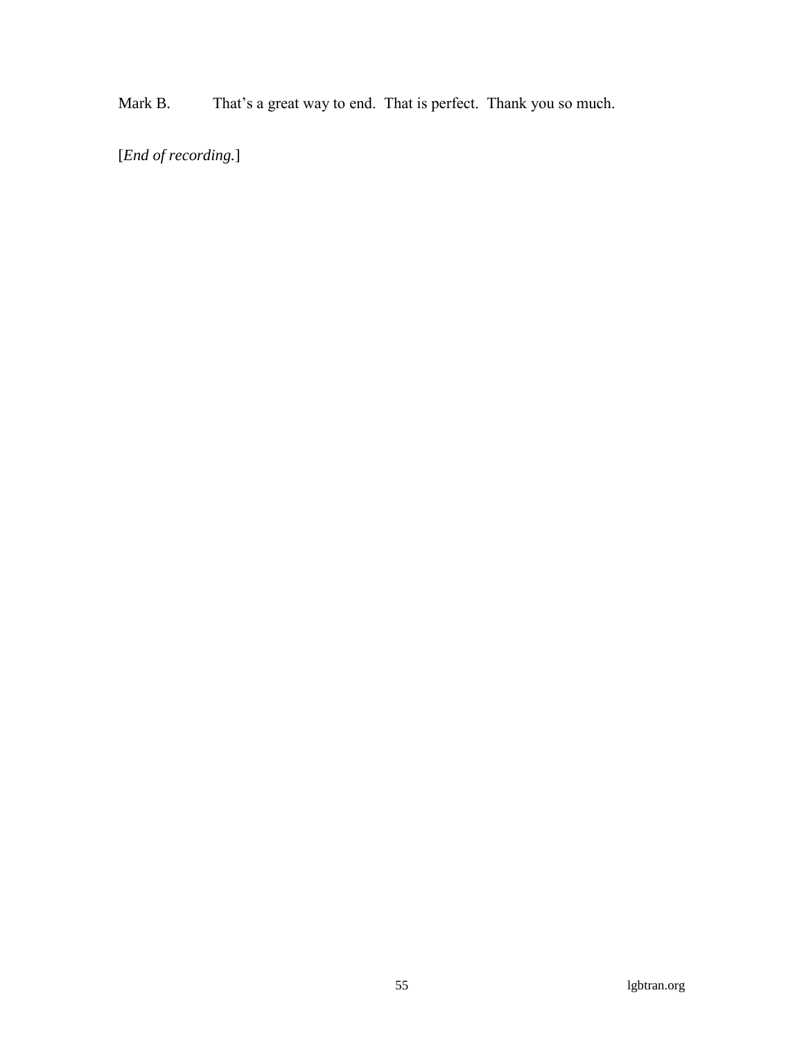Mark B. That's a great way to end. That is perfect. Thank you so much.

[*End of recording.*]